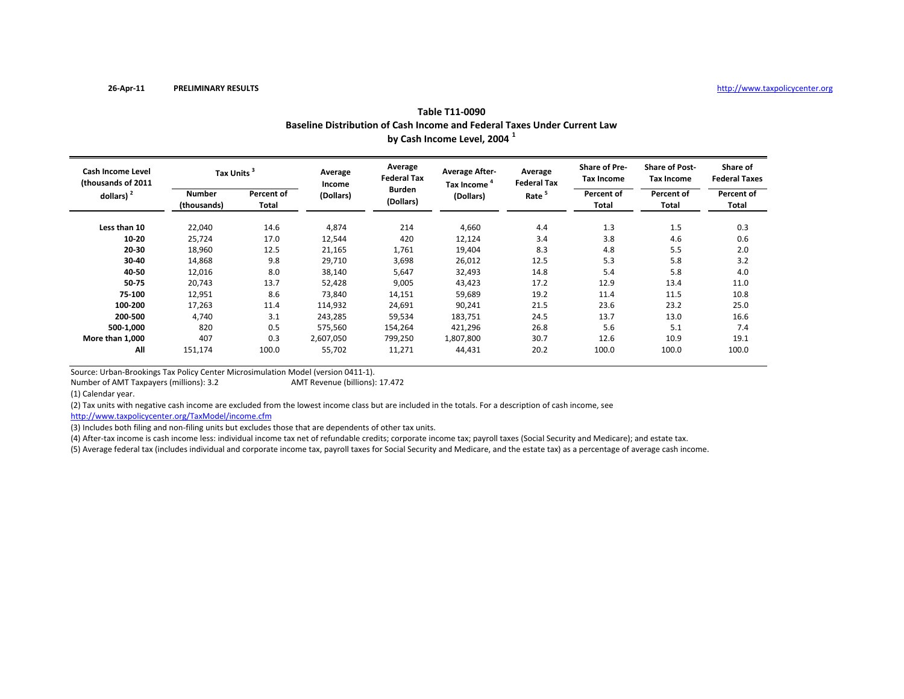26-Apr-11 **PRELIMINARY RESULTS** http://www.taxpolicycenter.org

## Table T11-0090
## Baseline Distribution of Cash Income and Federal Taxes Under Current Law by Cash Income Level, 2004 [1]

| Cash Income Level (thousands of 2011 dollars) [2] | Tax Units [3] | | Average Income (Dollars) | Average Federal Tax Burden (Dollars) | Average After-Tax Income [4] (Dollars) | Average Federal Tax Rate [5] | Share of Pre-Tax Income | Share of Post-Tax Income | Share of Federal Taxes |
|---|---|---|---|---|---|---|---|---|---|
| | Number (thousands) | Percent of Total | | | | | Percent of Total | Percent of Total | Percent of Total |
| Less than 10 | 22,040 | 14.6 | 4,874 | 214 | 4,660 | 4.4 | 1.3 | 1.5 | 0.3 |
| 10-20 | 25,724 | 17.0 | 12,544 | 420 | 12,124 | 3.4 | 3.8 | 4.6 | 0.6 |
| 20-30 | 18,960 | 12.5 | 21,165 | 1,761 | 19,404 | 8.3 | 4.8 | 5.5 | 2.0 |
| 30-40 | 14,868 | 9.8 | 29,710 | 3,698 | 26,012 | 12.5 | 5.3 | 5.8 | 3.2 |
| 40-50 | 12,016 | 8.0 | 38,140 | 5,647 | 32,493 | 14.8 | 5.4 | 5.8 | 4.0 |
| 50-75 | 20,743 | 13.7 | 52,428 | 9,005 | 43,423 | 17.2 | 12.9 | 13.4 | 11.0 |
| 75-100 | 12,951 | 8.6 | 73,840 | 14,151 | 59,689 | 19.2 | 11.4 | 11.5 | 10.8 |
| 100-200 | 17,263 | 11.4 | 114,932 | 24,691 | 90,241 | 21.5 | 23.6 | 23.2 | 25.0 |
| 200-500 | 4,740 | 3.1 | 243,285 | 59,534 | 183,751 | 24.5 | 13.7 | 13.0 | 16.6 |
| 500-1,000 | 820 | 0.5 | 575,560 | 154,264 | 421,296 | 26.8 | 5.6 | 5.1 | 7.4 |
| More than 1,000 | 407 | 0.3 | 2,607,050 | 799,250 | 1,807,800 | 30.7 | 12.6 | 10.9 | 19.1 |
| All | 151,174 | 100.0 | 55,702 | 11,271 | 44,431 | 20.2 | 100.0 | 100.0 | 100.0 |

Source: Urban-Brookings Tax Policy Center Microsimulation Model (version 0411-1).

Number of AMT Taxpayers (millions): 3.2 AMT Revenue (billions): 17.472

(1) Calendar year.

(2) Tax units with negative cash income are excluded from the lowest income class but are included in the totals. For a description of cash income, see http://www.taxpolicycenter.org/TaxModel/income.cfm

(3) Includes both filing and non-filing units but excludes those that are dependents of other tax units.

(4) After-tax income is cash income less: individual income tax net of refundable credits; corporate income tax; payroll taxes (Social Security and Medicare); and estate tax.

(5) Average federal tax (includes individual and corporate income tax, payroll taxes for Social Security and Medicare, and the estate tax) as a percentage of average cash income.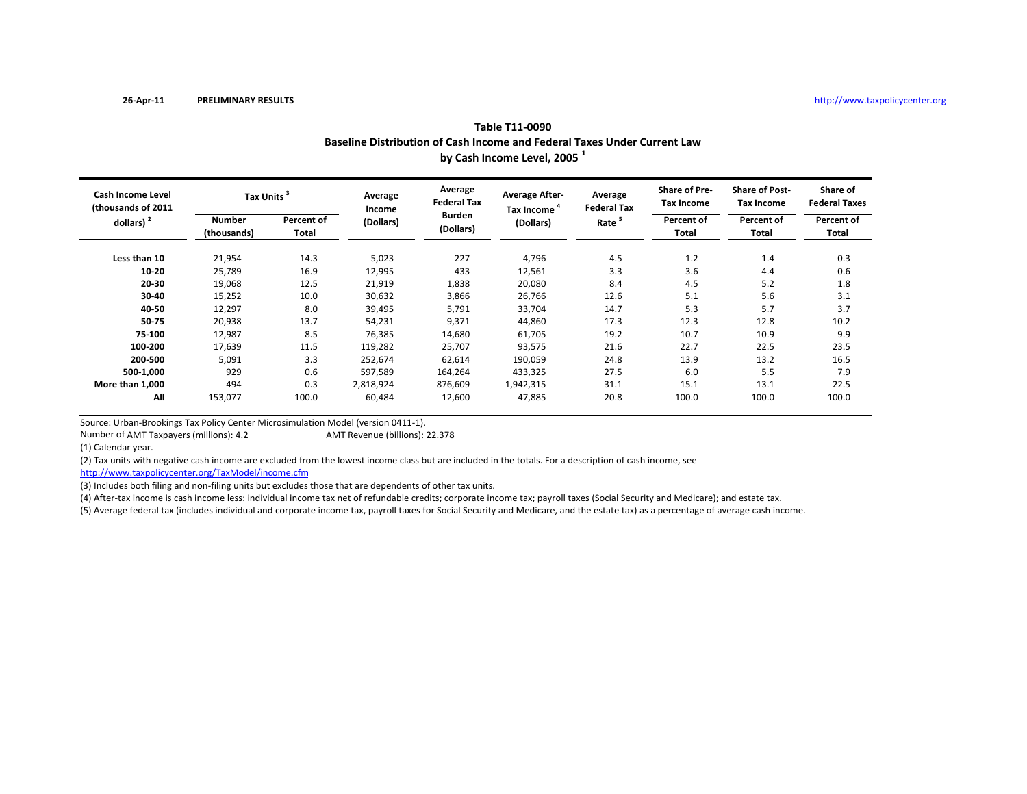26-Apr-11 **PRELIMINARY RESULTS** http://www.taxpolicycenter.org

## Table T11-0090
## Baseline Distribution of Cash Income and Federal Taxes Under Current Law
## by Cash Income Level, 2005 [1]

| Cash Income Level (thousands of 2011 dollars) [2] | Tax Units [3] | | Average Income (Dollars) | Average Federal Tax Burden (Dollars) | Average After-Tax Income [4] (Dollars) | Average Federal Tax Rate [5] | Share of Pre-Tax Income | Share of Post-Tax Income | Share of Federal Taxes |
|---|---|---|---|---|---|---|---|---|---|
| | Number (thousands) | Percent of Total | | | | | Percent of Total | Percent of Total | Percent of Total |
| **Less than 10** | 21,954 | 14.3 | 5,023 | 227 | 4,796 | 4.5 | 1.2 | 1.4 | 0.3 |
| **10-20** | 25,789 | 16.9 | 12,995 | 433 | 12,561 | 3.3 | 3.6 | 4.4 | 0.6 |
| **20-30** | 19,068 | 12.5 | 21,919 | 1,838 | 20,080 | 8.4 | 4.5 | 5.2 | 1.8 |
| **30-40** | 15,252 | 10.0 | 30,632 | 3,866 | 26,766 | 12.6 | 5.1 | 5.6 | 3.1 |
| **40-50** | 12,297 | 8.0 | 39,495 | 5,791 | 33,704 | 14.7 | 5.3 | 5.7 | 3.7 |
| **50-75** | 20,938 | 13.7 | 54,231 | 9,371 | 44,860 | 17.3 | 12.3 | 12.8 | 10.2 |
| **75-100** | 12,987 | 8.5 | 76,385 | 14,680 | 61,705 | 19.2 | 10.7 | 10.9 | 9.9 |
| **100-200** | 17,639 | 11.5 | 119,282 | 25,707 | 93,575 | 21.6 | 22.7 | 22.5 | 23.5 |
| **200-500** | 5,091 | 3.3 | 252,674 | 62,614 | 190,059 | 24.8 | 13.9 | 13.2 | 16.5 |
| **500-1,000** | 929 | 0.6 | 597,589 | 164,264 | 433,325 | 27.5 | 6.0 | 5.5 | 7.9 |
| **More than 1,000** | 494 | 0.3 | 2,818,924 | 876,609 | 1,942,315 | 31.1 | 15.1 | 13.1 | 22.5 |
| **All** | 153,077 | 100.0 | 60,484 | 12,600 | 47,885 | 20.8 | 100.0 | 100.0 | 100.0 |

Source: Urban-Brookings Tax Policy Center Microsimulation Model (version 0411-1).

Number of AMT Taxpayers (millions): 4.2 AMT Revenue (billions): 22.378

(1) Calendar year.

(2) Tax units with negative cash income are excluded from the lowest income class but are included in the totals. For a description of cash income, see http://www.taxpolicycenter.org/TaxModel/income.cfm

(3) Includes both filing and non-filing units but excludes those that are dependents of other tax units.

(4) After-tax income is cash income less: individual income tax net of refundable credits; corporate income tax; payroll taxes (Social Security and Medicare); and estate tax.

(5) Average federal tax (includes individual and corporate income tax, payroll taxes for Social Security and Medicare, and the estate tax) as a percentage of average cash income.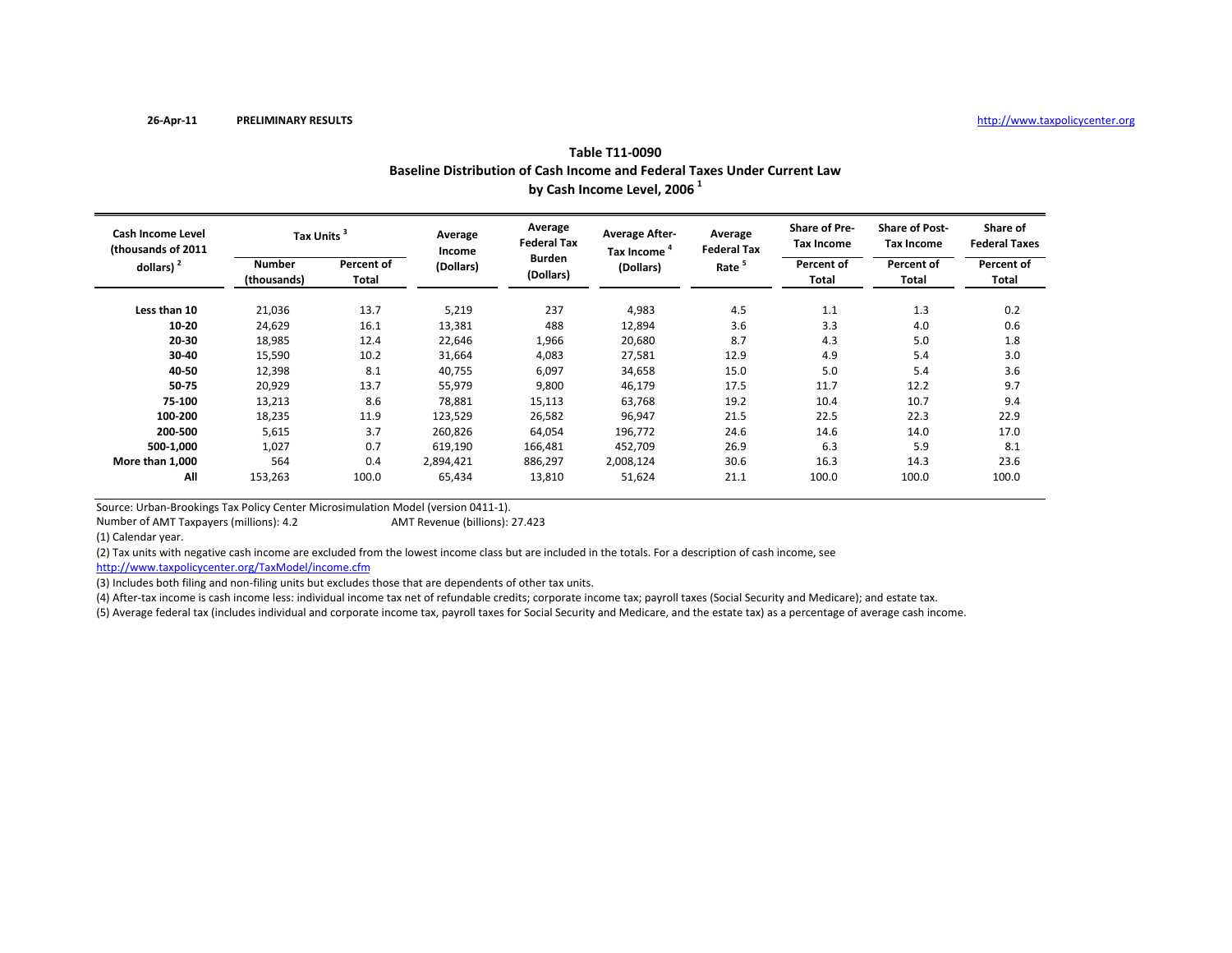26-Apr-11 **PRELIMINARY RESULTS** http://www.taxpolicycenter.org

**Table T11-0090**
**Baseline Distribution of Cash Income and Federal Taxes Under Current Law**
**by Cash Income Level, 2006 [1]**

| Cash Income Level (thousands of 2011 dollars) [2] | Tax Units [3] | | Average Income (Dollars) | Average Federal Tax Burden (Dollars) | Average After-Tax Income [4] (Dollars) | Average Federal Tax Rate [5] | Share of Pre-Tax Income | Share of Post-Tax Income | Share of Federal Taxes |
|---|---|---|---|---|---|---|---|---|---|
| | Number (thousands) | Percent of Total | | | | | Percent of Total | Percent of Total | Percent of Total |
| Less than 10 | 21,036 | 13.7 | 5,219 | 237 | 4,983 | 4.5 | 1.1 | 1.3 | 0.2 |
| 10-20 | 24,629 | 16.1 | 13,381 | 488 | 12,894 | 3.6 | 3.3 | 4.0 | 0.6 |
| 20-30 | 18,985 | 12.4 | 22,646 | 1,966 | 20,680 | 8.7 | 4.3 | 5.0 | 1.8 |
| 30-40 | 15,590 | 10.2 | 31,664 | 4,083 | 27,581 | 12.9 | 4.9 | 5.4 | 3.0 |
| 40-50 | 12,398 | 8.1 | 40,755 | 6,097 | 34,658 | 15.0 | 5.0 | 5.4 | 3.6 |
| 50-75 | 20,929 | 13.7 | 55,979 | 9,800 | 46,179 | 17.5 | 11.7 | 12.2 | 9.7 |
| 75-100 | 13,213 | 8.6 | 78,881 | 15,113 | 63,768 | 19.2 | 10.4 | 10.7 | 9.4 |
| 100-200 | 18,235 | 11.9 | 123,529 | 26,582 | 96,947 | 21.5 | 22.5 | 22.3 | 22.9 |
| 200-500 | 5,615 | 3.7 | 260,826 | 64,054 | 196,772 | 24.6 | 14.6 | 14.0 | 17.0 |
| 500-1,000 | 1,027 | 0.7 | 619,190 | 166,481 | 452,709 | 26.9 | 6.3 | 5.9 | 8.1 |
| More than 1,000 | 564 | 0.4 | 2,894,421 | 886,297 | 2,008,124 | 30.6 | 16.3 | 14.3 | 23.6 |
| All | 153,263 | 100.0 | 65,434 | 13,810 | 51,624 | 21.1 | 100.0 | 100.0 | 100.0 |

Source: Urban-Brookings Tax Policy Center Microsimulation Model (version 0411-1).

Number of AMT Taxpayers (millions): 4.2 AMT Revenue (billions): 27.423

(1) Calendar year.

(2) Tax units with negative cash income are excluded from the lowest income class but are included in the totals. For a description of cash income, see http://www.taxpolicycenter.org/TaxModel/income.cfm

(3) Includes both filing and non-filing units but excludes those that are dependents of other tax units.

(4) After-tax income is cash income less: individual income tax net of refundable credits; corporate income tax; payroll taxes (Social Security and Medicare); and estate tax.

(5) Average federal tax (includes individual and corporate income tax, payroll taxes for Social Security and Medicare, and the estate tax) as a percentage of average cash income.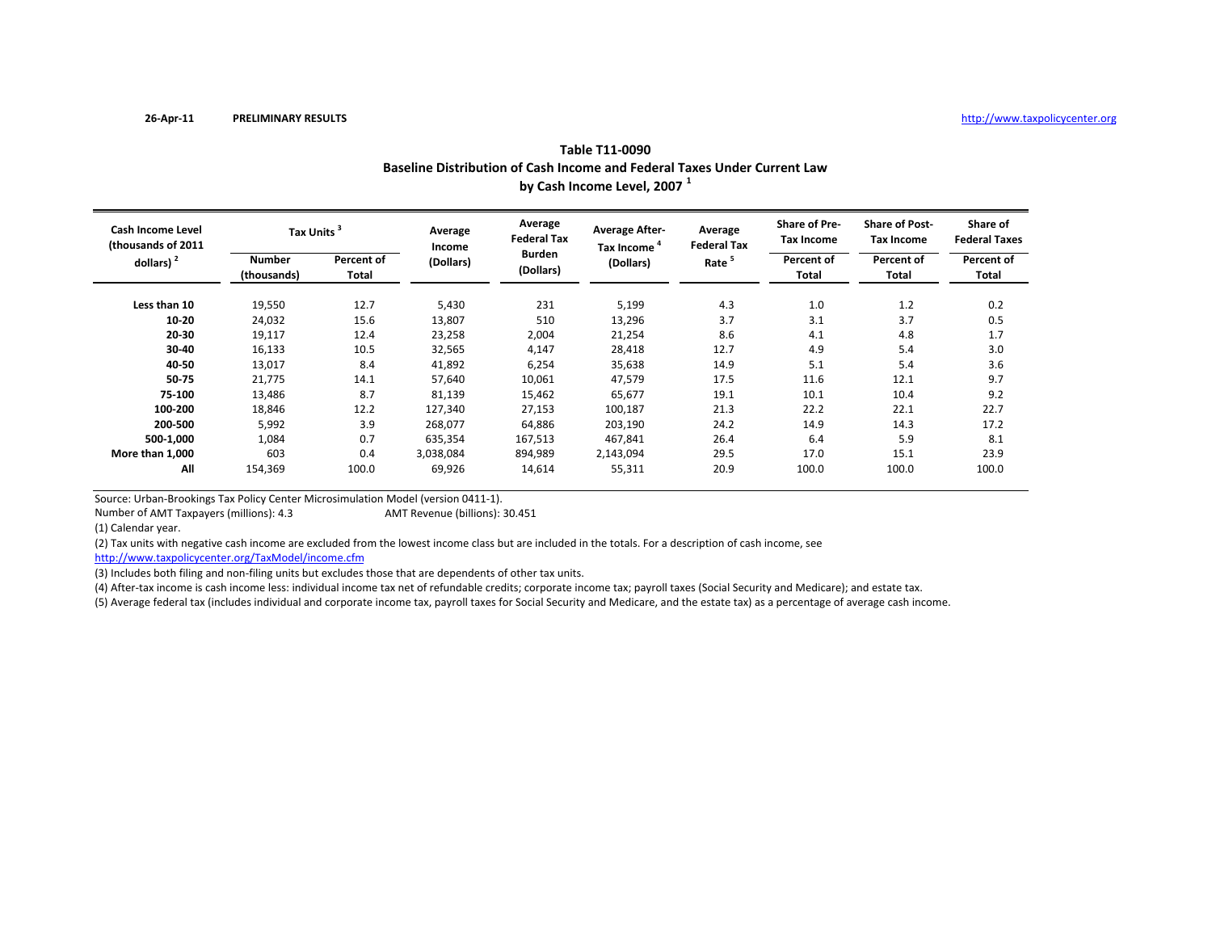26-Apr-11 **PRELIMINARY RESULTS** http://www.taxpolicycenter.org

# Table T11-0090
## Baseline Distribution of Cash Income and Federal Taxes Under Current Law
## by Cash Income Level, 2007 [1]

| Cash Income Level (thousands of 2011 dollars) [2] | Tax Units [3] | | Average Income (Dollars) | Average Federal Tax Burden (Dollars) | Average After-Tax Income [4] (Dollars) | Average Federal Tax Rate [5] | Share of Pre-Tax Income | Share of Post-Tax Income | Share of Federal Taxes |
|---|---|---|---|---|---|---|---|---|---|
| | Number (thousands) | Percent of Total | | | | | Percent of Total | Percent of Total | Percent of Total |
| Less than 10 | 19,550 | 12.7 | 5,430 | 231 | 5,199 | 4.3 | 1.0 | 1.2 | 0.2 |
| 10-20 | 24,032 | 15.6 | 13,807 | 510 | 13,296 | 3.7 | 3.1 | 3.7 | 0.5 |
| 20-30 | 19,117 | 12.4 | 23,258 | 2,004 | 21,254 | 8.6 | 4.1 | 4.8 | 1.7 |
| 30-40 | 16,133 | 10.5 | 32,565 | 4,147 | 28,418 | 12.7 | 4.9 | 5.4 | 3.0 |
| 40-50 | 13,017 | 8.4 | 41,892 | 6,254 | 35,638 | 14.9 | 5.1 | 5.4 | 3.6 |
| 50-75 | 21,775 | 14.1 | 57,640 | 10,061 | 47,579 | 17.5 | 11.6 | 12.1 | 9.7 |
| 75-100 | 13,486 | 8.7 | 81,139 | 15,462 | 65,677 | 19.1 | 10.1 | 10.4 | 9.2 |
| 100-200 | 18,846 | 12.2 | 127,340 | 27,153 | 100,187 | 21.3 | 22.2 | 22.1 | 22.7 |
| 200-500 | 5,992 | 3.9 | 268,077 | 64,886 | 203,190 | 24.2 | 14.9 | 14.3 | 17.2 |
| 500-1,000 | 1,084 | 0.7 | 635,354 | 167,513 | 467,841 | 26.4 | 6.4 | 5.9 | 8.1 |
| More than 1,000 | 603 | 0.4 | 3,038,084 | 894,989 | 2,143,094 | 29.5 | 17.0 | 15.1 | 23.9 |
| All | 154,369 | 100.0 | 69,926 | 14,614 | 55,311 | 20.9 | 100.0 | 100.0 | 100.0 |

Source: Urban-Brookings Tax Policy Center Microsimulation Model (version 0411-1).

Number of AMT Taxpayers (millions): 4.3 AMT Revenue (billions): 30.451

(1) Calendar year.

(2) Tax units with negative cash income are excluded from the lowest income class but are included in the totals. For a description of cash income, see http://www.taxpolicycenter.org/TaxModel/income.cfm

(3) Includes both filing and non-filing units but excludes those that are dependents of other tax units.

(4) After-tax income is cash income less: individual income tax net of refundable credits; corporate income tax; payroll taxes (Social Security and Medicare); and estate tax.

(5) Average federal tax (includes individual and corporate income tax, payroll taxes for Social Security and Medicare, and the estate tax) as a percentage of average cash income.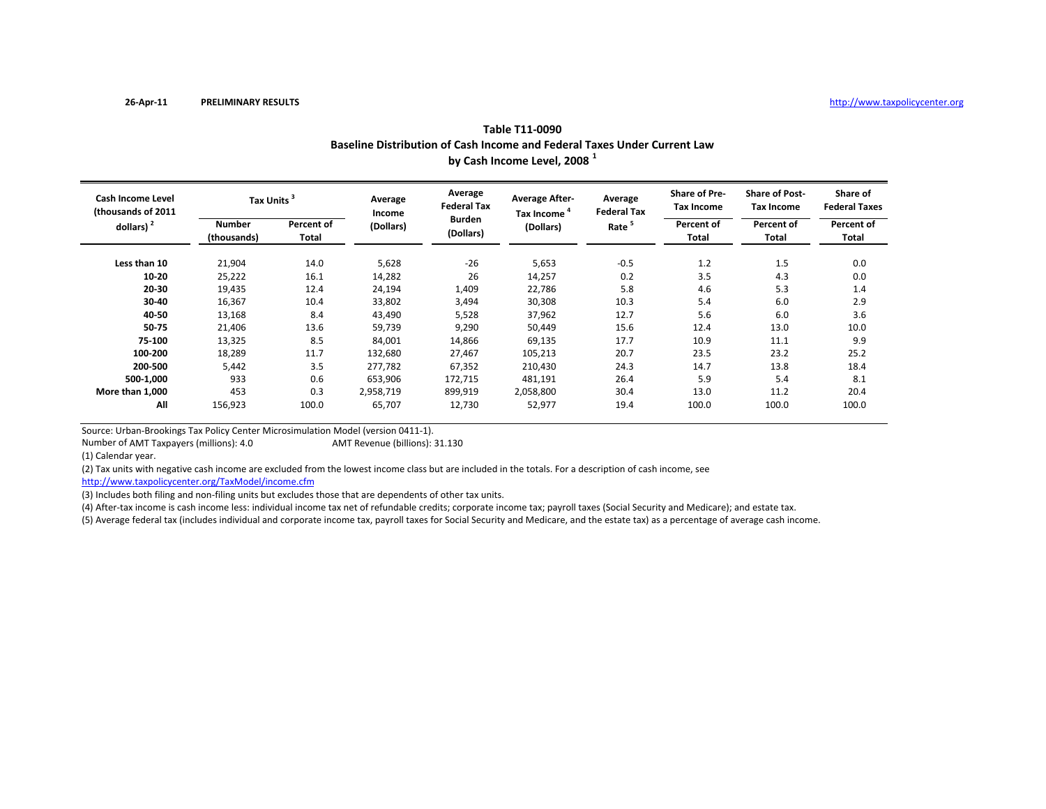26-Apr-11 **PRELIMINARY RESULTS** http://www.taxpolicycenter.org

## Table T11-0090
## Baseline Distribution of Cash Income and Federal Taxes Under Current Law
## by Cash Income Level, 2008 [1]

| Cash Income Level (thousands of 2011 dollars) [2] | Tax Units [3] | | Average Income (Dollars) | Average Federal Tax Burden (Dollars) | Average After-Tax Income [4] (Dollars) | Average Federal Tax Rate [5] | Share of Pre-Tax Income | Share of Post-Tax Income | Share of Federal Taxes |
|---|---|---|---|---|---|---|---|---|---|
| | Number (thousands) | Percent of Total | | | | | Percent of Total | Percent of Total | Percent of Total |
| Less than 10 | 21,904 | 14.0 | 5,628 | -26 | 5,653 | -0.5 | 1.2 | 1.5 | 0.0 |
| 10-20 | 25,222 | 16.1 | 14,282 | 26 | 14,257 | 0.2 | 3.5 | 4.3 | 0.0 |
| 20-30 | 19,435 | 12.4 | 24,194 | 1,409 | 22,786 | 5.8 | 4.6 | 5.3 | 1.4 |
| 30-40 | 16,367 | 10.4 | 33,802 | 3,494 | 30,308 | 10.3 | 5.4 | 6.0 | 2.9 |
| 40-50 | 13,168 | 8.4 | 43,490 | 5,528 | 37,962 | 12.7 | 5.6 | 6.0 | 3.6 |
| 50-75 | 21,406 | 13.6 | 59,739 | 9,290 | 50,449 | 15.6 | 12.4 | 13.0 | 10.0 |
| 75-100 | 13,325 | 8.5 | 84,001 | 14,866 | 69,135 | 17.7 | 10.9 | 11.1 | 9.9 |
| 100-200 | 18,289 | 11.7 | 132,680 | 27,467 | 105,213 | 20.7 | 23.5 | 23.2 | 25.2 |
| 200-500 | 5,442 | 3.5 | 277,782 | 67,352 | 210,430 | 24.3 | 14.7 | 13.8 | 18.4 |
| 500-1,000 | 933 | 0.6 | 653,906 | 172,715 | 481,191 | 26.4 | 5.9 | 5.4 | 8.1 |
| More than 1,000 | 453 | 0.3 | 2,958,719 | 899,919 | 2,058,800 | 30.4 | 13.0 | 11.2 | 20.4 |
| All | 156,923 | 100.0 | 65,707 | 12,730 | 52,977 | 19.4 | 100.0 | 100.0 | 100.0 |

Source: Urban-Brookings Tax Policy Center Microsimulation Model (version 0411-1).

Number of AMT Taxpayers (millions): 4.0 AMT Revenue (billions): 31.130

(1) Calendar year.

(2) Tax units with negative cash income are excluded from the lowest income class but are included in the totals. For a description of cash income, see http://www.taxpolicycenter.org/TaxModel/income.cfm

(3) Includes both filing and non-filing units but excludes those that are dependents of other tax units.

(4) After-tax income is cash income less: individual income tax net of refundable credits; corporate income tax; payroll taxes (Social Security and Medicare); and estate tax.

(5) Average federal tax (includes individual and corporate income tax, payroll taxes for Social Security and Medicare, and the estate tax) as a percentage of average cash income.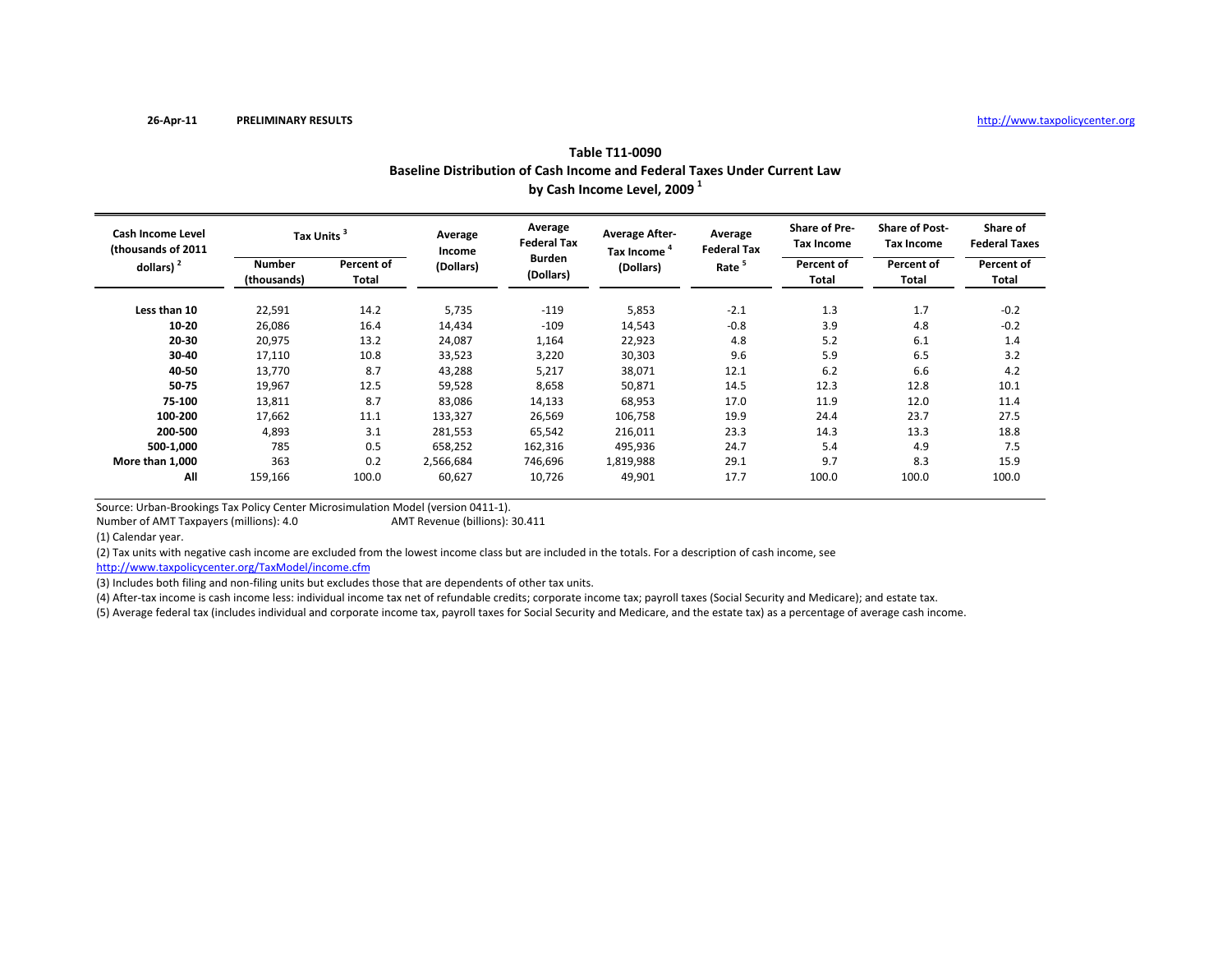26-Apr-11 **PRELIMINARY RESULTS** http://www.taxpolicycenter.org

## Table T11-0090
## Baseline Distribution of Cash Income and Federal Taxes Under Current Law
## by Cash Income Level, 2009 [1]

| Cash Income Level (thousands of 2011 dollars) [2] | Tax Units [3] | | Average Income (Dollars) | Average Federal Tax Burden (Dollars) | Average After-Tax Income [4] (Dollars) | Average Federal Tax Rate [5] | Share of Pre-Tax Income | Share of Post-Tax Income | Share of Federal Taxes |
|---|---|---|---|---|---|---|---|---|---|
| | Number (thousands) | Percent of Total | | | | | Percent of Total | Percent of Total | Percent of Total |
| Less than 10 | 22,591 | 14.2 | 5,735 | -119 | 5,853 | -2.1 | 1.3 | 1.7 | -0.2 |
| 10-20 | 26,086 | 16.4 | 14,434 | -109 | 14,543 | -0.8 | 3.9 | 4.8 | -0.2 |
| 20-30 | 20,975 | 13.2 | 24,087 | 1,164 | 22,923 | 4.8 | 5.2 | 6.1 | 1.4 |
| 30-40 | 17,110 | 10.8 | 33,523 | 3,220 | 30,303 | 9.6 | 5.9 | 6.5 | 3.2 |
| 40-50 | 13,770 | 8.7 | 43,288 | 5,217 | 38,071 | 12.1 | 6.2 | 6.6 | 4.2 |
| 50-75 | 19,967 | 12.5 | 59,528 | 8,658 | 50,871 | 14.5 | 12.3 | 12.8 | 10.1 |
| 75-100 | 13,811 | 8.7 | 83,086 | 14,133 | 68,953 | 17.0 | 11.9 | 12.0 | 11.4 |
| 100-200 | 17,662 | 11.1 | 133,327 | 26,569 | 106,758 | 19.9 | 24.4 | 23.7 | 27.5 |
| 200-500 | 4,893 | 3.1 | 281,553 | 65,542 | 216,011 | 23.3 | 14.3 | 13.3 | 18.8 |
| 500-1,000 | 785 | 0.5 | 658,252 | 162,316 | 495,936 | 24.7 | 5.4 | 4.9 | 7.5 |
| More than 1,000 | 363 | 0.2 | 2,566,684 | 746,696 | 1,819,988 | 29.1 | 9.7 | 8.3 | 15.9 |
| All | 159,166 | 100.0 | 60,627 | 10,726 | 49,901 | 17.7 | 100.0 | 100.0 | 100.0 |

Source: Urban-Brookings Tax Policy Center Microsimulation Model (version 0411-1).

Number of AMT Taxpayers (millions): 4.0 AMT Revenue (billions): 30.411

(1) Calendar year.

(2) Tax units with negative cash income are excluded from the lowest income class but are included in the totals. For a description of cash income, see http://www.taxpolicycenter.org/TaxModel/income.cfm

(3) Includes both filing and non-filing units but excludes those that are dependents of other tax units.

(4) After-tax income is cash income less: individual income tax net of refundable credits; corporate income tax; payroll taxes (Social Security and Medicare); and estate tax.

(5) Average federal tax (includes individual and corporate income tax, payroll taxes for Social Security and Medicare, and the estate tax) as a percentage of average cash income.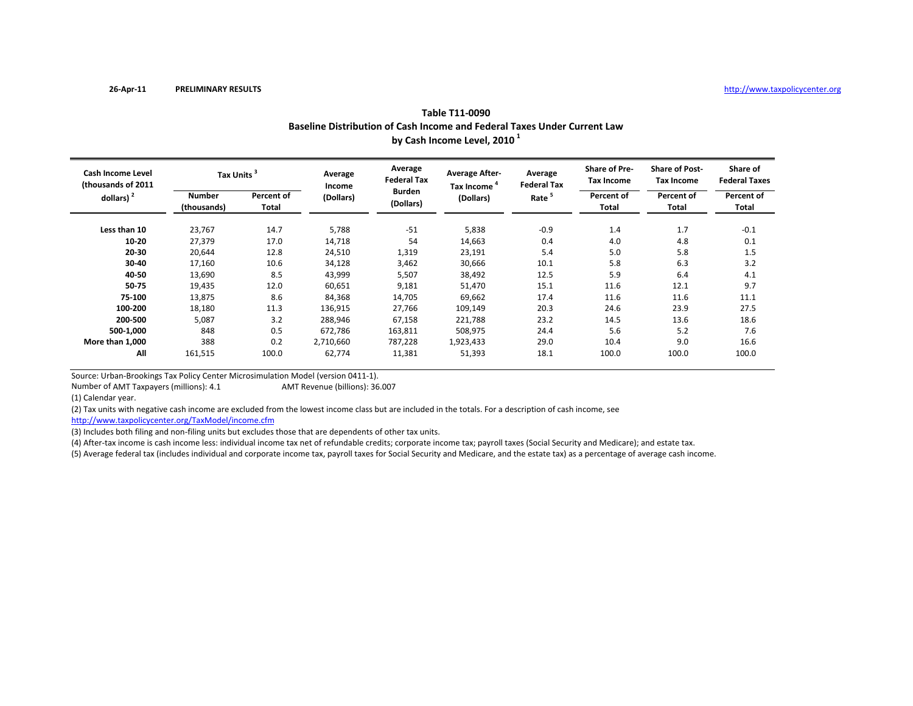26-Apr-11 **PRELIMINARY RESULTS** http://www.taxpolicycenter.org

## Table T11-0090
## Baseline Distribution of Cash Income and Federal Taxes Under Current Law
## by Cash Income Level, 2010 [1]

| Cash Income Level (thousands of 2011 dollars) [2] | Tax Units [3] | | Average Income (Dollars) | Average Federal Tax Burden (Dollars) | Average After-Tax Income [4] (Dollars) | Average Federal Tax Rate [5] | Share of Pre-Tax Income | Share of Post-Tax Income | Share of Federal Taxes |
|---|---|---|---|---|---|---|---|---|---|
| | Number (thousands) | Percent of Total | | | | | Percent of Total | Percent of Total | Percent of Total |
| **Less than 10** | 23,767 | 14.7 | 5,788 | -51 | 5,838 | -0.9 | 1.4 | 1.7 | -0.1 |
| **10-20** | 27,379 | 17.0 | 14,718 | 54 | 14,663 | 0.4 | 4.0 | 4.8 | 0.1 |
| **20-30** | 20,644 | 12.8 | 24,510 | 1,319 | 23,191 | 5.4 | 5.0 | 5.8 | 1.5 |
| **30-40** | 17,160 | 10.6 | 34,128 | 3,462 | 30,666 | 10.1 | 5.8 | 6.3 | 3.2 |
| **40-50** | 13,690 | 8.5 | 43,999 | 5,507 | 38,492 | 12.5 | 5.9 | 6.4 | 4.1 |
| **50-75** | 19,435 | 12.0 | 60,651 | 9,181 | 51,470 | 15.1 | 11.6 | 12.1 | 9.7 |
| **75-100** | 13,875 | 8.6 | 84,368 | 14,705 | 69,662 | 17.4 | 11.6 | 11.6 | 11.1 |
| **100-200** | 18,180 | 11.3 | 136,915 | 27,766 | 109,149 | 20.3 | 24.6 | 23.9 | 27.5 |
| **200-500** | 5,087 | 3.2 | 288,946 | 67,158 | 221,788 | 23.2 | 14.5 | 13.6 | 18.6 |
| **500-1,000** | 848 | 0.5 | 672,786 | 163,811 | 508,975 | 24.4 | 5.6 | 5.2 | 7.6 |
| **More than 1,000** | 388 | 0.2 | 2,710,660 | 787,228 | 1,923,433 | 29.0 | 10.4 | 9.0 | 16.6 |
| **All** | 161,515 | 100.0 | 62,774 | 11,381 | 51,393 | 18.1 | 100.0 | 100.0 | 100.0 |

Source: Urban-Brookings Tax Policy Center Microsimulation Model (version 0411-1).

Number of AMT Taxpayers (millions): 4.1 AMT Revenue (billions): 36.007

(1) Calendar year.

(2) Tax units with negative cash income are excluded from the lowest income class but are included in the totals. For a description of cash income, see http://www.taxpolicycenter.org/TaxModel/income.cfm

(3) Includes both filing and non-filing units but excludes those that are dependents of other tax units.

(4) After-tax income is cash income less: individual income tax net of refundable credits; corporate income tax; payroll taxes (Social Security and Medicare); and estate tax.

(5) Average federal tax (includes individual and corporate income tax, payroll taxes for Social Security and Medicare, and the estate tax) as a percentage of average cash income.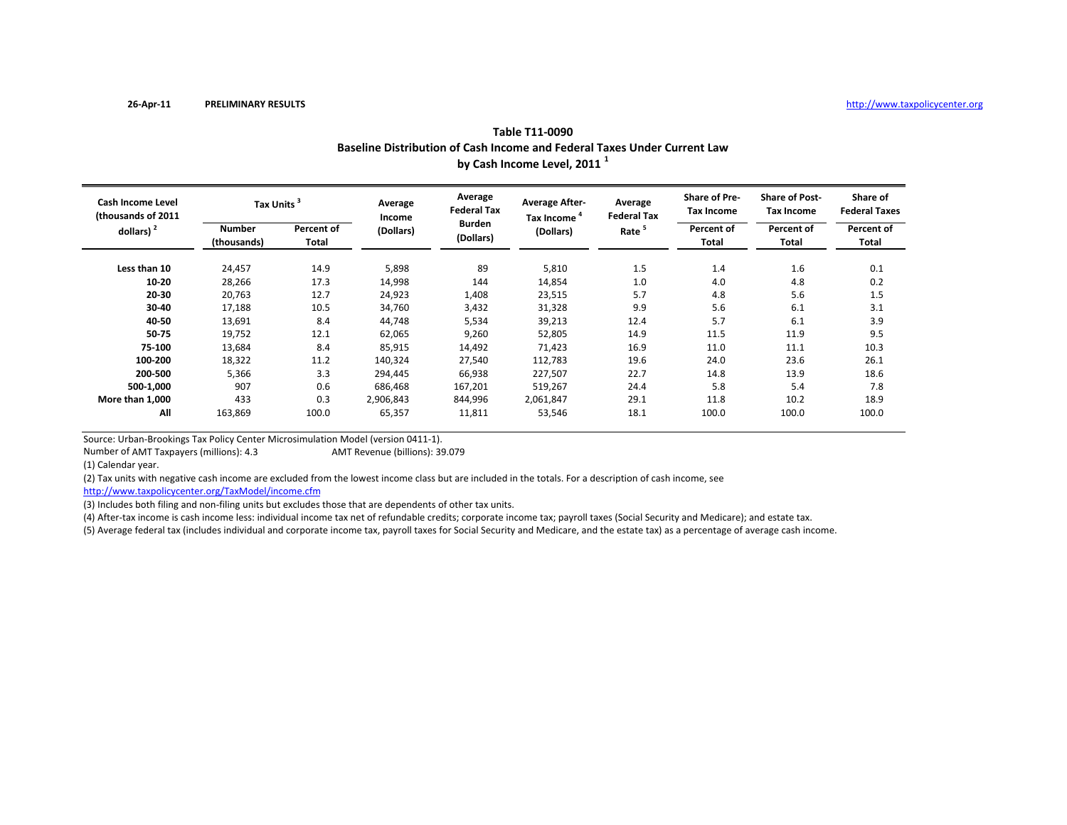26-Apr-11 **PRELIMINARY RESULTS** http://www.taxpolicycenter.org

### Table T11-0090
### Baseline Distribution of Cash Income and Federal Taxes Under Current Law
### by Cash Income Level, 2011 [1]

| Cash Income Level (thousands of 2011 dollars) [2] | Tax Units [3] | | Average Income (Dollars) | Average Federal Tax Burden (Dollars) | Average After-Tax Income [4] (Dollars) | Average Federal Tax Rate [5] | Share of Pre-Tax Income | Share of Post-Tax Income | Share of Federal Taxes |
|---|---|---|---|---|---|---|---|---|---|
| | Number (thousands) | Percent of Total | | | | | Percent of Total | Percent of Total | Percent of Total |
| **Less than 10** | 24,457 | 14.9 | 5,898 | 89 | 5,810 | 1.5 | 1.4 | 1.6 | 0.1 |
| **10-20** | 28,266 | 17.3 | 14,998 | 144 | 14,854 | 1.0 | 4.0 | 4.8 | 0.2 |
| **20-30** | 20,763 | 12.7 | 24,923 | 1,408 | 23,515 | 5.7 | 4.8 | 5.6 | 1.5 |
| **30-40** | 17,188 | 10.5 | 34,760 | 3,432 | 31,328 | 9.9 | 5.6 | 6.1 | 3.1 |
| **40-50** | 13,691 | 8.4 | 44,748 | 5,534 | 39,213 | 12.4 | 5.7 | 6.1 | 3.9 |
| **50-75** | 19,752 | 12.1 | 62,065 | 9,260 | 52,805 | 14.9 | 11.5 | 11.9 | 9.5 |
| **75-100** | 13,684 | 8.4 | 85,915 | 14,492 | 71,423 | 16.9 | 11.0 | 11.1 | 10.3 |
| **100-200** | 18,322 | 11.2 | 140,324 | 27,540 | 112,783 | 19.6 | 24.0 | 23.6 | 26.1 |
| **200-500** | 5,366 | 3.3 | 294,445 | 66,938 | 227,507 | 22.7 | 14.8 | 13.9 | 18.6 |
| **500-1,000** | 907 | 0.6 | 686,468 | 167,201 | 519,267 | 24.4 | 5.8 | 5.4 | 7.8 |
| **More than 1,000** | 433 | 0.3 | 2,906,843 | 844,996 | 2,061,847 | 29.1 | 11.8 | 10.2 | 18.9 |
| **All** | 163,869 | 100.0 | 65,357 | 11,811 | 53,546 | 18.1 | 100.0 | 100.0 | 100.0 |

Source: Urban-Brookings Tax Policy Center Microsimulation Model (version 0411-1).

Number of AMT Taxpayers (millions): 4.3    AMT Revenue (billions): 39.079

(1) Calendar year.

(2) Tax units with negative cash income are excluded from the lowest income class but are included in the totals. For a description of cash income, see http://www.taxpolicycenter.org/TaxModel/income.cfm

(3) Includes both filing and non-filing units but excludes those that are dependents of other tax units.

(4) After-tax income is cash income less: individual income tax net of refundable credits; corporate income tax; payroll taxes (Social Security and Medicare); and estate tax.

(5) Average federal tax (includes individual and corporate income tax, payroll taxes for Social Security and Medicare, and the estate tax) as a percentage of average cash income.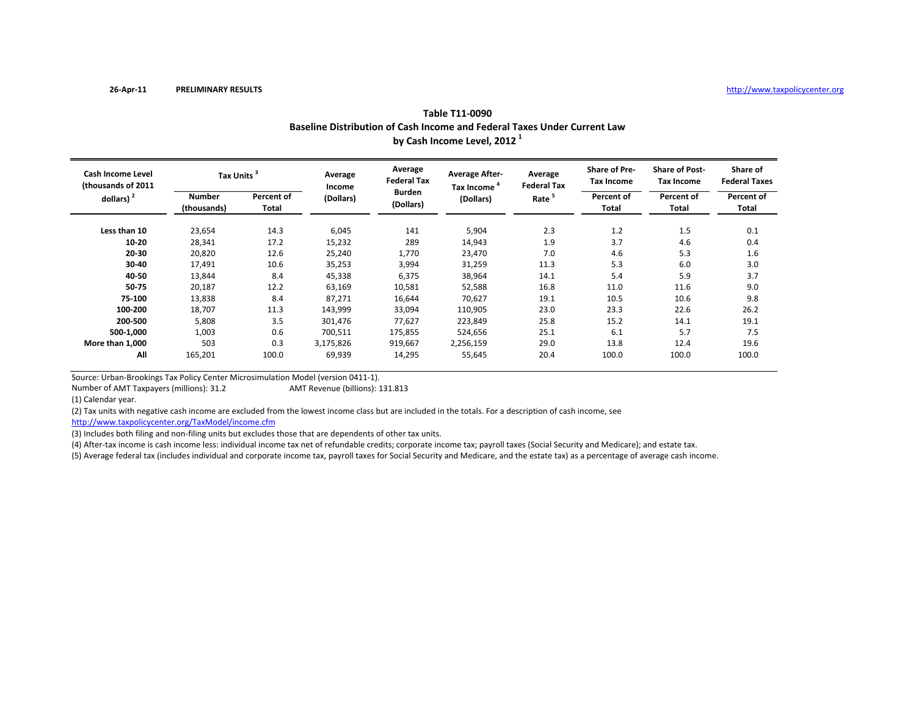26-Apr-11 **PRELIMINARY RESULTS** http://www.taxpolicycenter.org

## Table T11-0090
## Baseline Distribution of Cash Income and Federal Taxes Under Current Law by Cash Income Level, 2012 [1]

| Cash Income Level (thousands of 2011 dollars) [2] | Tax Units [3] | | Average Income (Dollars) | Average Federal Tax Burden (Dollars) | Average After-Tax Income [4] (Dollars) | Average Federal Tax Rate [5] | Share of Pre-Tax Income | Share of Post-Tax Income | Share of Federal Taxes |
|---|---|---|---|---|---|---|---|---|---|
| | Number (thousands) | Percent of Total | | | | | Percent of Total | Percent of Total | Percent of Total |
| **Less than 10** | 23,654 | 14.3 | 6,045 | 141 | 5,904 | 2.3 | 1.2 | 1.5 | 0.1 |
| **10-20** | 28,341 | 17.2 | 15,232 | 289 | 14,943 | 1.9 | 3.7 | 4.6 | 0.4 |
| **20-30** | 20,820 | 12.6 | 25,240 | 1,770 | 23,470 | 7.0 | 4.6 | 5.3 | 1.6 |
| **30-40** | 17,491 | 10.6 | 35,253 | 3,994 | 31,259 | 11.3 | 5.3 | 6.0 | 3.0 |
| **40-50** | 13,844 | 8.4 | 45,338 | 6,375 | 38,964 | 14.1 | 5.4 | 5.9 | 3.7 |
| **50-75** | 20,187 | 12.2 | 63,169 | 10,581 | 52,588 | 16.8 | 11.0 | 11.6 | 9.0 |
| **75-100** | 13,838 | 8.4 | 87,271 | 16,644 | 70,627 | 19.1 | 10.5 | 10.6 | 9.8 |
| **100-200** | 18,707 | 11.3 | 143,999 | 33,094 | 110,905 | 23.0 | 23.3 | 22.6 | 26.2 |
| **200-500** | 5,808 | 3.5 | 301,476 | 77,627 | 223,849 | 25.8 | 15.2 | 14.1 | 19.1 |
| **500-1,000** | 1,003 | 0.6 | 700,511 | 175,855 | 524,656 | 25.1 | 6.1 | 5.7 | 7.5 |
| **More than 1,000** | 503 | 0.3 | 3,175,826 | 919,667 | 2,256,159 | 29.0 | 13.8 | 12.4 | 19.6 |
| **All** | 165,201 | 100.0 | 69,939 | 14,295 | 55,645 | 20.4 | 100.0 | 100.0 | 100.0 |

Source: Urban-Brookings Tax Policy Center Microsimulation Model (version 0411-1).
Number of AMT Taxpayers (millions): 31.2 AMT Revenue (billions): 131.813

(1) Calendar year.

(2) Tax units with negative cash income are excluded from the lowest income class but are included in the totals. For a description of cash income, see http://www.taxpolicycenter.org/TaxModel/income.cfm

(3) Includes both filing and non-filing units but excludes those that are dependents of other tax units.

(4) After-tax income is cash income less: individual income tax net of refundable credits; corporate income tax; payroll taxes (Social Security and Medicare); and estate tax.

(5) Average federal tax (includes individual and corporate income tax, payroll taxes for Social Security and Medicare, and the estate tax) as a percentage of average cash income.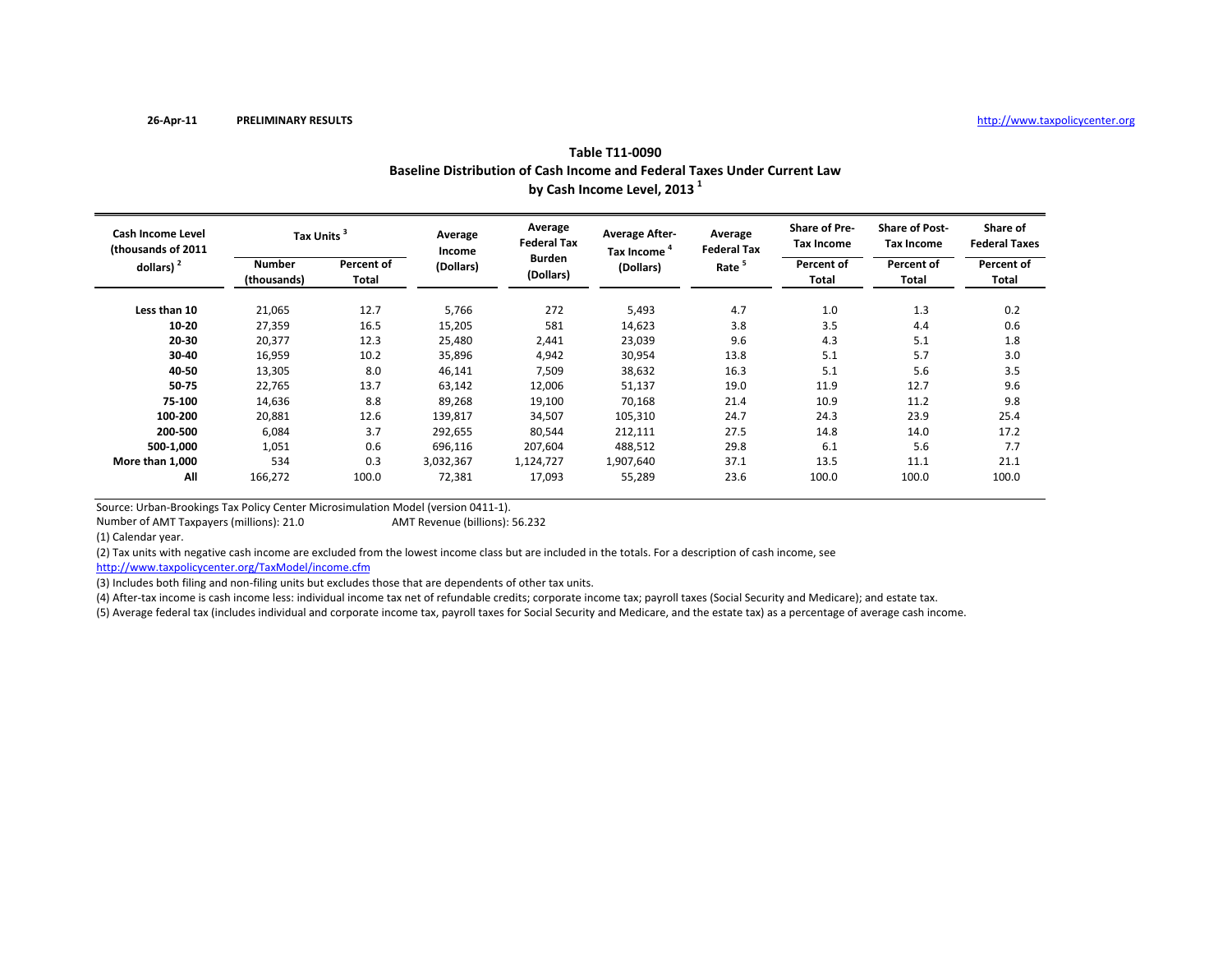26-Apr-11 **PRELIMINARY RESULTS** http://www.taxpolicycenter.org

## Table T11-0090
## Baseline Distribution of Cash Income and Federal Taxes Under Current Law
## by Cash Income Level, 2013 [1]

| Cash Income Level (thousands of 2011 dollars) [2] | Tax Units [3] | | Average Income (Dollars) | Average Federal Tax Burden (Dollars) | Average After-Tax Income [4] (Dollars) | Average Federal Tax Rate [5] | Share of Pre-Tax Income | Share of Post-Tax Income | Share of Federal Taxes |
|---|---|---|---|---|---|---|---|---|---|
| | Number (thousands) | Percent of Total | | | | | Percent of Total | Percent of Total | Percent of Total |
| **Less than 10** | 21,065 | 12.7 | 5,766 | 272 | 5,493 | 4.7 | 1.0 | 1.3 | 0.2 |
| **10-20** | 27,359 | 16.5 | 15,205 | 581 | 14,623 | 3.8 | 3.5 | 4.4 | 0.6 |
| **20-30** | 20,377 | 12.3 | 25,480 | 2,441 | 23,039 | 9.6 | 4.3 | 5.1 | 1.8 |
| **30-40** | 16,959 | 10.2 | 35,896 | 4,942 | 30,954 | 13.8 | 5.1 | 5.7 | 3.0 |
| **40-50** | 13,305 | 8.0 | 46,141 | 7,509 | 38,632 | 16.3 | 5.1 | 5.6 | 3.5 |
| **50-75** | 22,765 | 13.7 | 63,142 | 12,006 | 51,137 | 19.0 | 11.9 | 12.7 | 9.6 |
| **75-100** | 14,636 | 8.8 | 89,268 | 19,100 | 70,168 | 21.4 | 10.9 | 11.2 | 9.8 |
| **100-200** | 20,881 | 12.6 | 139,817 | 34,507 | 105,310 | 24.7 | 24.3 | 23.9 | 25.4 |
| **200-500** | 6,084 | 3.7 | 292,655 | 80,544 | 212,111 | 27.5 | 14.8 | 14.0 | 17.2 |
| **500-1,000** | 1,051 | 0.6 | 696,116 | 207,604 | 488,512 | 29.8 | 6.1 | 5.6 | 7.7 |
| **More than 1,000** | 534 | 0.3 | 3,032,367 | 1,124,727 | 1,907,640 | 37.1 | 13.5 | 11.1 | 21.1 |
| **All** | 166,272 | 100.0 | 72,381 | 17,093 | 55,289 | 23.6 | 100.0 | 100.0 | 100.0 |

Source: Urban-Brookings Tax Policy Center Microsimulation Model (version 0411-1).

Number of AMT Taxpayers (millions): 21.0 AMT Revenue (billions): 56.232

(1) Calendar year.

(2) Tax units with negative cash income are excluded from the lowest income class but are included in the totals. For a description of cash income, see http://www.taxpolicycenter.org/TaxModel/income.cfm

(3) Includes both filing and non-filing units but excludes those that are dependents of other tax units.

(4) After-tax income is cash income less: individual income tax net of refundable credits; corporate income tax; payroll taxes (Social Security and Medicare); and estate tax.

(5) Average federal tax (includes individual and corporate income tax, payroll taxes for Social Security and Medicare, and the estate tax) as a percentage of average cash income.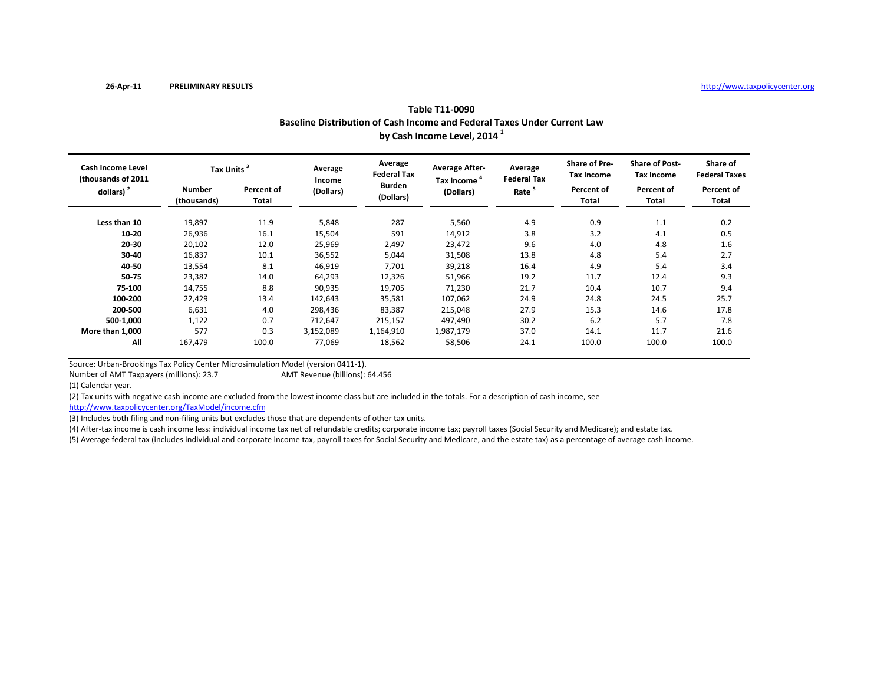26-Apr-11 **PRELIMINARY RESULTS** http://www.taxpolicycenter.org

**Table T11-0090**
**Baseline Distribution of Cash Income and Federal Taxes Under Current Law**
**by Cash Income Level, 2014 [1]**

| Cash Income Level (thousands of 2011 dollars) [2] | Tax Units [3] | | Average Income (Dollars) | Average Federal Tax Burden (Dollars) | Average After-Tax Income [4] (Dollars) | Average Federal Tax Rate [5] | Share of Pre-Tax Income | Share of Post-Tax Income | Share of Federal Taxes |
|---|---|---|---|---|---|---|---|---|---|
| | Number (thousands) | Percent of Total | | | | | Percent of Total | Percent of Total | Percent of Total |
| **Less than 10** | 19,897 | 11.9 | 5,848 | 287 | 5,560 | 4.9 | 0.9 | 1.1 | 0.2 |
| **10-20** | 26,936 | 16.1 | 15,504 | 591 | 14,912 | 3.8 | 3.2 | 4.1 | 0.5 |
| **20-30** | 20,102 | 12.0 | 25,969 | 2,497 | 23,472 | 9.6 | 4.0 | 4.8 | 1.6 |
| **30-40** | 16,837 | 10.1 | 36,552 | 5,044 | 31,508 | 13.8 | 4.8 | 5.4 | 2.7 |
| **40-50** | 13,554 | 8.1 | 46,919 | 7,701 | 39,218 | 16.4 | 4.9 | 5.4 | 3.4 |
| **50-75** | 23,387 | 14.0 | 64,293 | 12,326 | 51,966 | 19.2 | 11.7 | 12.4 | 9.3 |
| **75-100** | 14,755 | 8.8 | 90,935 | 19,705 | 71,230 | 21.7 | 10.4 | 10.7 | 9.4 |
| **100-200** | 22,429 | 13.4 | 142,643 | 35,581 | 107,062 | 24.9 | 24.8 | 24.5 | 25.7 |
| **200-500** | 6,631 | 4.0 | 298,436 | 83,387 | 215,048 | 27.9 | 15.3 | 14.6 | 17.8 |
| **500-1,000** | 1,122 | 0.7 | 712,647 | 215,157 | 497,490 | 30.2 | 6.2 | 5.7 | 7.8 |
| **More than 1,000** | 577 | 0.3 | 3,152,089 | 1,164,910 | 1,987,179 | 37.0 | 14.1 | 11.7 | 21.6 |
| **All** | 167,479 | 100.0 | 77,069 | 18,562 | 58,506 | 24.1 | 100.0 | 100.0 | 100.0 |

Source: Urban-Brookings Tax Policy Center Microsimulation Model (version 0411-1).
Number of AMT Taxpayers (millions): 23.7 AMT Revenue (billions): 64.456
(1) Calendar year.
(2) Tax units with negative cash income are excluded from the lowest income class but are included in the totals. For a description of cash income, see http://www.taxpolicycenter.org/TaxModel/income.cfm
(3) Includes both filing and non-filing units but excludes those that are dependents of other tax units.
(4) After-tax income is cash income less: individual income tax net of refundable credits; corporate income tax; payroll taxes (Social Security and Medicare); and estate tax.
(5) Average federal tax (includes individual and corporate income tax, payroll taxes for Social Security and Medicare, and the estate tax) as a percentage of average cash income.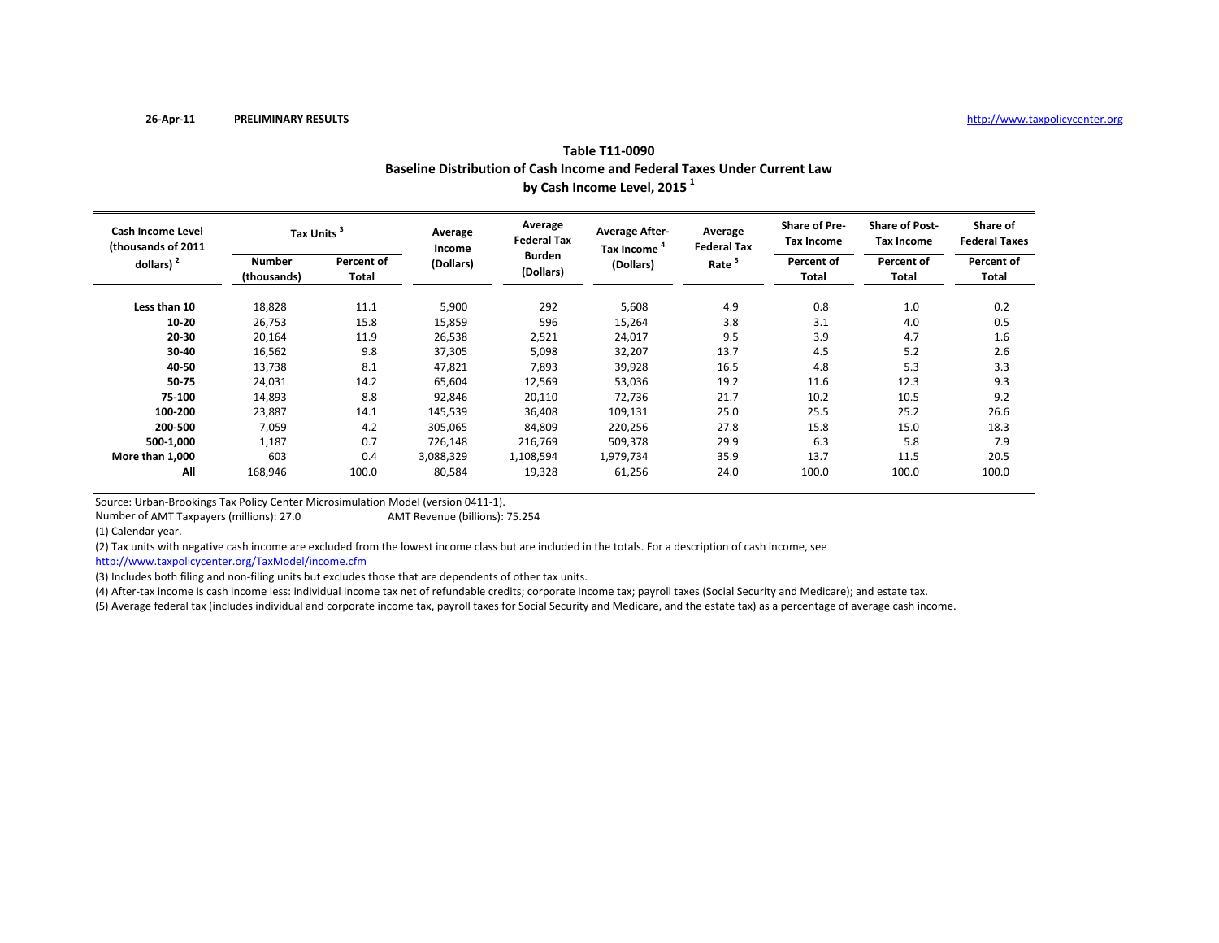26-Apr-11 **PRELIMINARY RESULTS** http://www.taxpolicycenter.org

**Table T11-0090**
**Baseline Distribution of Cash Income and Federal Taxes Under Current Law**
**by Cash Income Level, 2015 [1]**

| Cash Income Level (thousands of 2011 dollars) [2] | Tax Units [3] | | Average Income (Dollars) | Average Federal Tax Burden (Dollars) | Average After-Tax Income [4] (Dollars) | Average Federal Tax Rate [5] | Share of Pre-Tax Income | Share of Post-Tax Income | Share of Federal Taxes |
|---|---|---|---|---|---|---|---|---|---|
| | Number (thousands) | Percent of Total | | | | | Percent of Total | Percent of Total | Percent of Total |
| **Less than 10** | 18,828 | 11.1 | 5,900 | 292 | 5,608 | 4.9 | 0.8 | 1.0 | 0.2 |
| **10-20** | 26,753 | 15.8 | 15,859 | 596 | 15,264 | 3.8 | 3.1 | 4.0 | 0.5 |
| **20-30** | 20,164 | 11.9 | 26,538 | 2,521 | 24,017 | 9.5 | 3.9 | 4.7 | 1.6 |
| **30-40** | 16,562 | 9.8 | 37,305 | 5,098 | 32,207 | 13.7 | 4.5 | 5.2 | 2.6 |
| **40-50** | 13,738 | 8.1 | 47,821 | 7,893 | 39,928 | 16.5 | 4.8 | 5.3 | 3.3 |
| **50-75** | 24,031 | 14.2 | 65,604 | 12,569 | 53,036 | 19.2 | 11.6 | 12.3 | 9.3 |
| **75-100** | 14,893 | 8.8 | 92,846 | 20,110 | 72,736 | 21.7 | 10.2 | 10.5 | 9.2 |
| **100-200** | 23,887 | 14.1 | 145,539 | 36,408 | 109,131 | 25.0 | 25.5 | 25.2 | 26.6 |
| **200-500** | 7,059 | 4.2 | 305,065 | 84,809 | 220,256 | 27.8 | 15.8 | 15.0 | 18.3 |
| **500-1,000** | 1,187 | 0.7 | 726,148 | 216,769 | 509,378 | 29.9 | 6.3 | 5.8 | 7.9 |
| **More than 1,000** | 603 | 0.4 | 3,088,329 | 1,108,594 | 1,979,734 | 35.9 | 13.7 | 11.5 | 20.5 |
| **All** | 168,946 | 100.0 | 80,584 | 19,328 | 61,256 | 24.0 | 100.0 | 100.0 | 100.0 |

Source: Urban-Brookings Tax Policy Center Microsimulation Model (version 0411-1).
Number of AMT Taxpayers (millions): 27.0 AMT Revenue (billions): 75.254

(1) Calendar year.

(2) Tax units with negative cash income are excluded from the lowest income class but are included in the totals. For a description of cash income, see http://www.taxpolicycenter.org/TaxModel/income.cfm

(3) Includes both filing and non-filing units but excludes those that are dependents of other tax units.

(4) After-tax income is cash income less: individual income tax net of refundable credits; corporate income tax; payroll taxes (Social Security and Medicare); and estate tax.

(5) Average federal tax (includes individual and corporate income tax, payroll taxes for Social Security and Medicare, and the estate tax) as a percentage of average cash income.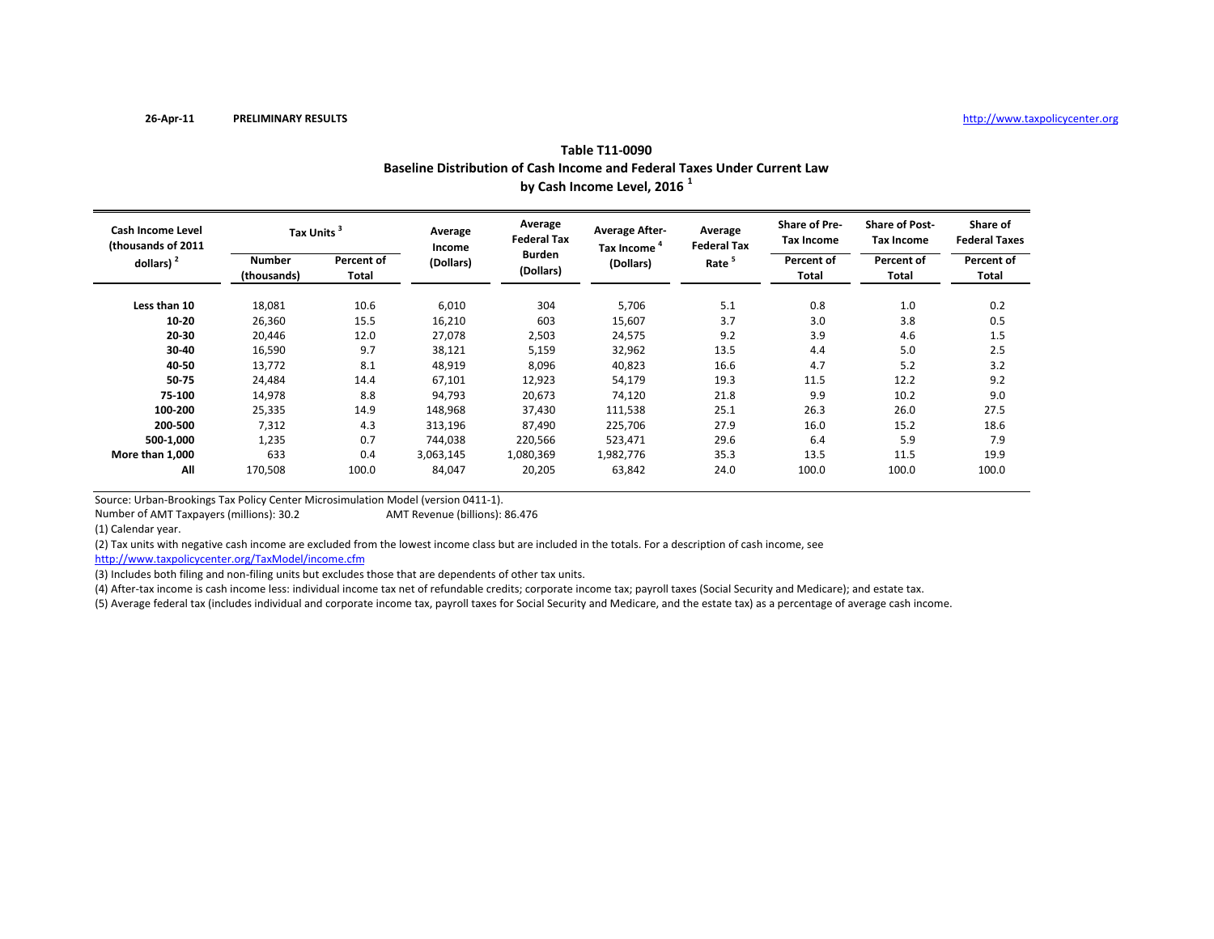26-Apr-11 **PRELIMINARY RESULTS** http://www.taxpolicycenter.org

## Table T11-0090
## Baseline Distribution of Cash Income and Federal Taxes Under Current Law
## by Cash Income Level, 2016 [1]

| Cash Income Level (thousands of 2011 dollars) [2] | Tax Units [3] | | Average Income (Dollars) | Average Federal Tax Burden (Dollars) | Average After-Tax Income [4] (Dollars) | Average Federal Tax Rate [5] | Share of Pre-Tax Income | Share of Post-Tax Income | Share of Federal Taxes |
|---|---|---|---|---|---|---|---|---|---|
| | Number (thousands) | Percent of Total | | | | | Percent of Total | Percent of Total | Percent of Total |
| Less than 10 | 18,081 | 10.6 | 6,010 | 304 | 5,706 | 5.1 | 0.8 | 1.0 | 0.2 |
| 10-20 | 26,360 | 15.5 | 16,210 | 603 | 15,607 | 3.7 | 3.0 | 3.8 | 0.5 |
| 20-30 | 20,446 | 12.0 | 27,078 | 2,503 | 24,575 | 9.2 | 3.9 | 4.6 | 1.5 |
| 30-40 | 16,590 | 9.7 | 38,121 | 5,159 | 32,962 | 13.5 | 4.4 | 5.0 | 2.5 |
| 40-50 | 13,772 | 8.1 | 48,919 | 8,096 | 40,823 | 16.6 | 4.7 | 5.2 | 3.2 |
| 50-75 | 24,484 | 14.4 | 67,101 | 12,923 | 54,179 | 19.3 | 11.5 | 12.2 | 9.2 |
| 75-100 | 14,978 | 8.8 | 94,793 | 20,673 | 74,120 | 21.8 | 9.9 | 10.2 | 9.0 |
| 100-200 | 25,335 | 14.9 | 148,968 | 37,430 | 111,538 | 25.1 | 26.3 | 26.0 | 27.5 |
| 200-500 | 7,312 | 4.3 | 313,196 | 87,490 | 225,706 | 27.9 | 16.0 | 15.2 | 18.6 |
| 500-1,000 | 1,235 | 0.7 | 744,038 | 220,566 | 523,471 | 29.6 | 6.4 | 5.9 | 7.9 |
| More than 1,000 | 633 | 0.4 | 3,063,145 | 1,080,369 | 1,982,776 | 35.3 | 13.5 | 11.5 | 19.9 |
| All | 170,508 | 100.0 | 84,047 | 20,205 | 63,842 | 24.0 | 100.0 | 100.0 | 100.0 |

Source: Urban-Brookings Tax Policy Center Microsimulation Model (version 0411-1).

Number of AMT Taxpayers (millions): 30.2 AMT Revenue (billions): 86.476

(1) Calendar year.

(2) Tax units with negative cash income are excluded from the lowest income class but are included in the totals. For a description of cash income, see http://www.taxpolicycenter.org/TaxModel/income.cfm

(3) Includes both filing and non-filing units but excludes those that are dependents of other tax units.

(4) After-tax income is cash income less: individual income tax net of refundable credits; corporate income tax; payroll taxes (Social Security and Medicare); and estate tax.

(5) Average federal tax (includes individual and corporate income tax, payroll taxes for Social Security and Medicare, and the estate tax) as a percentage of average cash income.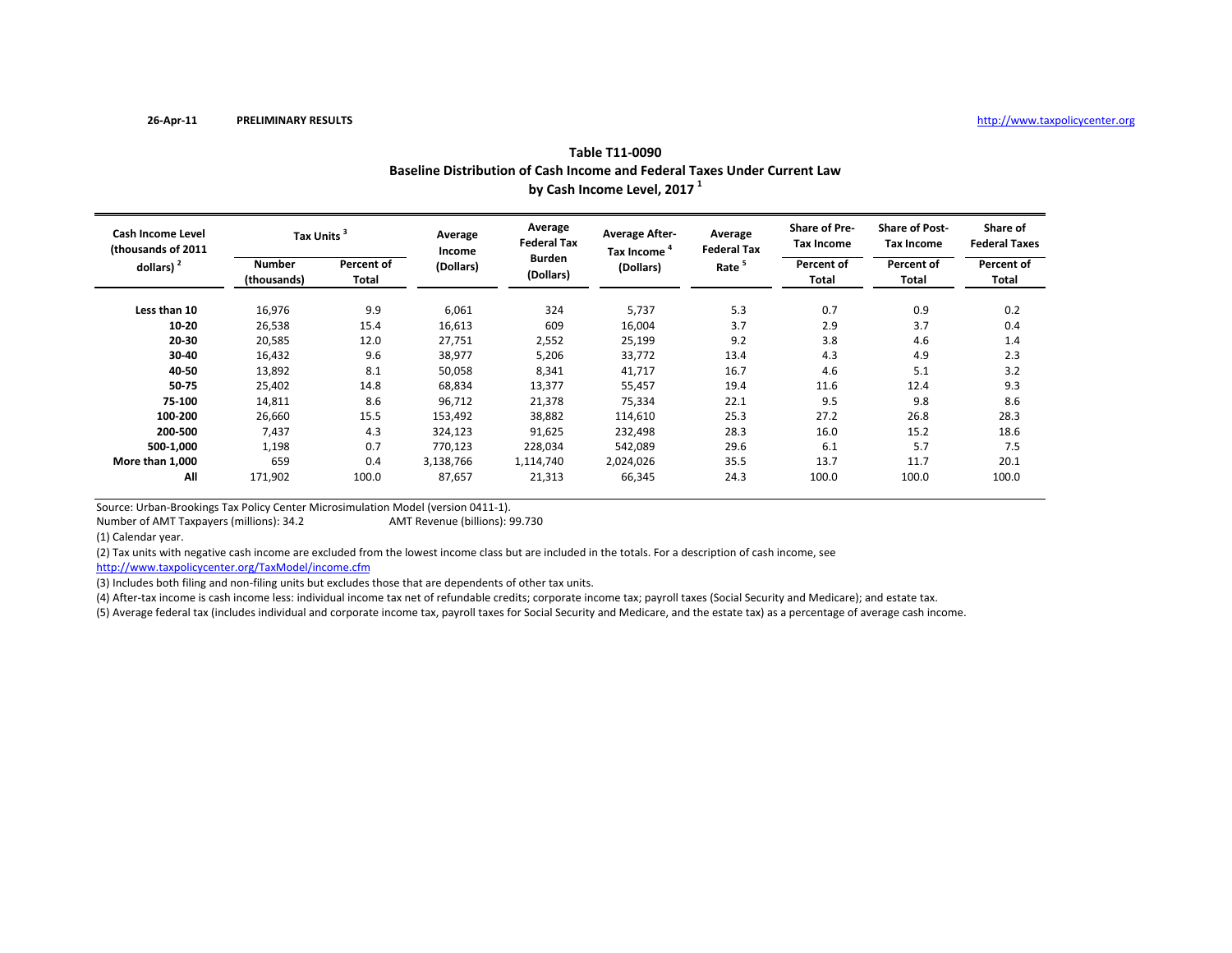26-Apr-11 **PRELIMINARY RESULTS** http://www.taxpolicycenter.org

## Table T11-0090
## Baseline Distribution of Cash Income and Federal Taxes Under Current Law
## by Cash Income Level, 2017 [1]

| Cash Income Level (thousands of 2011 dollars) [2] | Tax Units [3] | | Average Income (Dollars) | Average Federal Tax Burden (Dollars) | Average After-Tax Income [4] (Dollars) | Average Federal Tax Rate [5] | Share of Pre-Tax Income | Share of Post-Tax Income | Share of Federal Taxes |
|---|---|---|---|---|---|---|---|---|---|
| | Number (thousands) | Percent of Total | | | | | Percent of Total | Percent of Total | Percent of Total |
| **Less than 10** | 16,976 | 9.9 | 6,061 | 324 | 5,737 | 5.3 | 0.7 | 0.9 | 0.2 |
| **10-20** | 26,538 | 15.4 | 16,613 | 609 | 16,004 | 3.7 | 2.9 | 3.7 | 0.4 |
| **20-30** | 20,585 | 12.0 | 27,751 | 2,552 | 25,199 | 9.2 | 3.8 | 4.6 | 1.4 |
| **30-40** | 16,432 | 9.6 | 38,977 | 5,206 | 33,772 | 13.4 | 4.3 | 4.9 | 2.3 |
| **40-50** | 13,892 | 8.1 | 50,058 | 8,341 | 41,717 | 16.7 | 4.6 | 5.1 | 3.2 |
| **50-75** | 25,402 | 14.8 | 68,834 | 13,377 | 55,457 | 19.4 | 11.6 | 12.4 | 9.3 |
| **75-100** | 14,811 | 8.6 | 96,712 | 21,378 | 75,334 | 22.1 | 9.5 | 9.8 | 8.6 |
| **100-200** | 26,660 | 15.5 | 153,492 | 38,882 | 114,610 | 25.3 | 27.2 | 26.8 | 28.3 |
| **200-500** | 7,437 | 4.3 | 324,123 | 91,625 | 232,498 | 28.3 | 16.0 | 15.2 | 18.6 |
| **500-1,000** | 1,198 | 0.7 | 770,123 | 228,034 | 542,089 | 29.6 | 6.1 | 5.7 | 7.5 |
| **More than 1,000** | 659 | 0.4 | 3,138,766 | 1,114,740 | 2,024,026 | 35.5 | 13.7 | 11.7 | 20.1 |
| **All** | 171,902 | 100.0 | 87,657 | 21,313 | 66,345 | 24.3 | 100.0 | 100.0 | 100.0 |

Source: Urban-Brookings Tax Policy Center Microsimulation Model (version 0411-1).
Number of AMT Taxpayers (millions): 34.2 AMT Revenue (billions): 99.730

(1) Calendar year.

(2) Tax units with negative cash income are excluded from the lowest income class but are included in the totals. For a description of cash income, see http://www.taxpolicycenter.org/TaxModel/income.cfm

(3) Includes both filing and non-filing units but excludes those that are dependents of other tax units.

(4) After-tax income is cash income less: individual income tax net of refundable credits; corporate income tax; payroll taxes (Social Security and Medicare); and estate tax.

(5) Average federal tax (includes individual and corporate income tax, payroll taxes for Social Security and Medicare, and the estate tax) as a percentage of average cash income.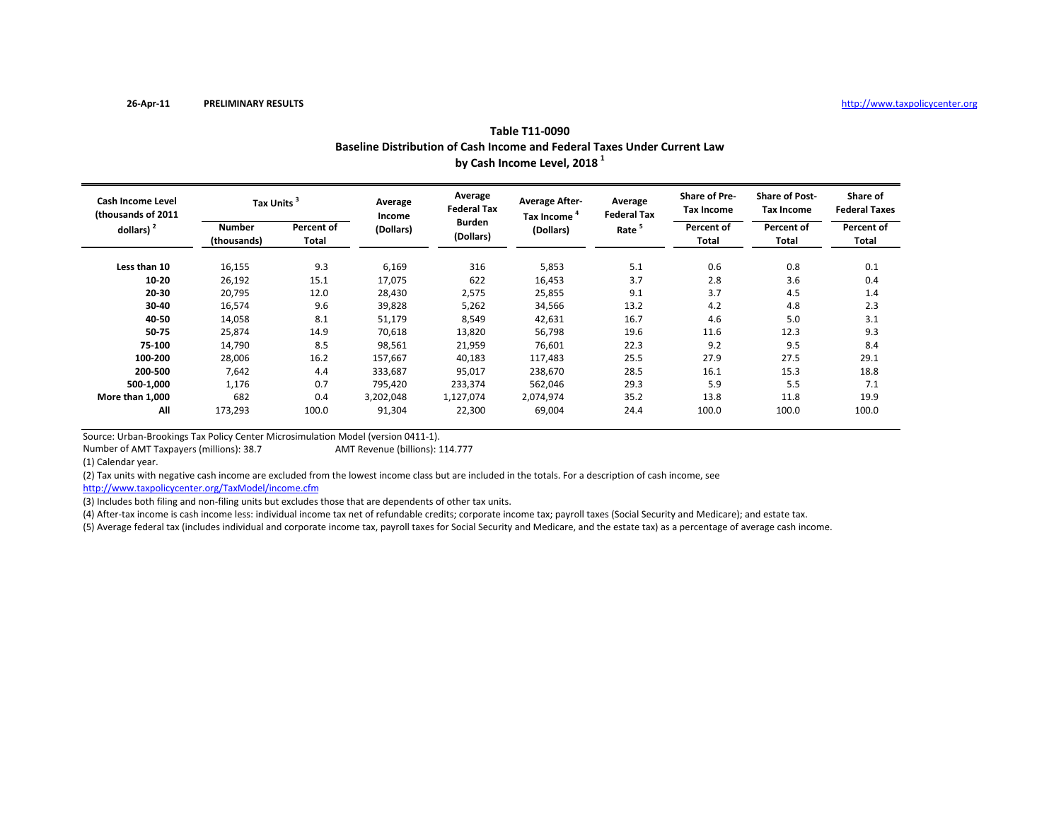26-Apr-11 **PRELIMINARY RESULTS** http://www.taxpolicycenter.org

## Table T11-0090
## Baseline Distribution of Cash Income and Federal Taxes Under Current Law
## by Cash Income Level, 2018 [1]

| Cash Income Level (thousands of 2011 dollars) [2] | Tax Units [3] | | Average Income (Dollars) | Average Federal Tax Burden (Dollars) | Average After-Tax Income [4] (Dollars) | Average Federal Tax Rate [5] | Share of Pre-Tax Income | Share of Post-Tax Income | Share of Federal Taxes |
|---|---|---|---|---|---|---|---|---|---|
| | Number (thousands) | Percent of Total | | | | | Percent of Total | Percent of Total | Percent of Total |
| Less than 10 | 16,155 | 9.3 | 6,169 | 316 | 5,853 | 5.1 | 0.6 | 0.8 | 0.1 |
| 10-20 | 26,192 | 15.1 | 17,075 | 622 | 16,453 | 3.7 | 2.8 | 3.6 | 0.4 |
| 20-30 | 20,795 | 12.0 | 28,430 | 2,575 | 25,855 | 9.1 | 3.7 | 4.5 | 1.4 |
| 30-40 | 16,574 | 9.6 | 39,828 | 5,262 | 34,566 | 13.2 | 4.2 | 4.8 | 2.3 |
| 40-50 | 14,058 | 8.1 | 51,179 | 8,549 | 42,631 | 16.7 | 4.6 | 5.0 | 3.1 |
| 50-75 | 25,874 | 14.9 | 70,618 | 13,820 | 56,798 | 19.6 | 11.6 | 12.3 | 9.3 |
| 75-100 | 14,790 | 8.5 | 98,561 | 21,959 | 76,601 | 22.3 | 9.2 | 9.5 | 8.4 |
| 100-200 | 28,006 | 16.2 | 157,667 | 40,183 | 117,483 | 25.5 | 27.9 | 27.5 | 29.1 |
| 200-500 | 7,642 | 4.4 | 333,687 | 95,017 | 238,670 | 28.5 | 16.1 | 15.3 | 18.8 |
| 500-1,000 | 1,176 | 0.7 | 795,420 | 233,374 | 562,046 | 29.3 | 5.9 | 5.5 | 7.1 |
| More than 1,000 | 682 | 0.4 | 3,202,048 | 1,127,074 | 2,074,974 | 35.2 | 13.8 | 11.8 | 19.9 |
| All | 173,293 | 100.0 | 91,304 | 22,300 | 69,004 | 24.4 | 100.0 | 100.0 | 100.0 |

Source: Urban-Brookings Tax Policy Center Microsimulation Model (version 0411-1).
Number of AMT Taxpayers (millions): 38.7 AMT Revenue (billions): 114.777

(1) Calendar year.

(2) Tax units with negative cash income are excluded from the lowest income class but are included in the totals. For a description of cash income, see http://www.taxpolicycenter.org/TaxModel/income.cfm

(3) Includes both filing and non-filing units but excludes those that are dependents of other tax units.

(4) After-tax income is cash income less: individual income tax net of refundable credits; corporate income tax; payroll taxes (Social Security and Medicare); and estate tax.

(5) Average federal tax (includes individual and corporate income tax, payroll taxes for Social Security and Medicare, and the estate tax) as a percentage of average cash income.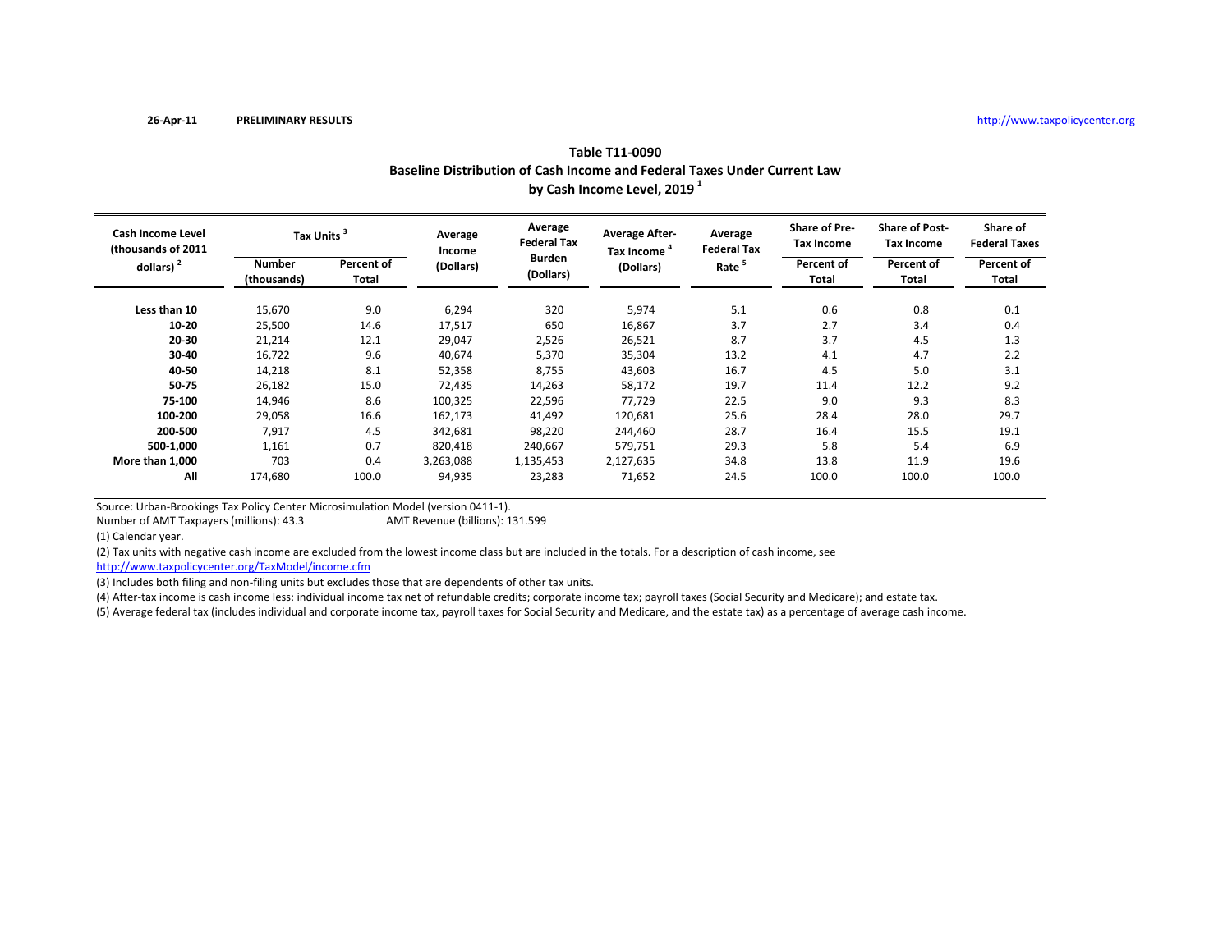26-Apr-11 **PRELIMINARY RESULTS** http://www.taxpolicycenter.org

**Table T11-0090**
**Baseline Distribution of Cash Income and Federal Taxes Under Current Law**
**by Cash Income Level, 2019 [1]**

| Cash Income Level (thousands of 2011 dollars) [2] | Tax Units [3] | | Average Income (Dollars) | Average Federal Tax Burden (Dollars) | Average After-Tax Income [4] (Dollars) | Average Federal Tax Rate [5] | Share of Pre-Tax Income | Share of Post-Tax Income | Share of Federal Taxes |
|---|---|---|---|---|---|---|---|---|---|
| | Number (thousands) | Percent of Total | | | | | Percent of Total | Percent of Total | Percent of Total |
| Less than 10 | 15,670 | 9.0 | 6,294 | 320 | 5,974 | 5.1 | 0.6 | 0.8 | 0.1 |
| 10-20 | 25,500 | 14.6 | 17,517 | 650 | 16,867 | 3.7 | 2.7 | 3.4 | 0.4 |
| 20-30 | 21,214 | 12.1 | 29,047 | 2,526 | 26,521 | 8.7 | 3.7 | 4.5 | 1.3 |
| 30-40 | 16,722 | 9.6 | 40,674 | 5,370 | 35,304 | 13.2 | 4.1 | 4.7 | 2.2 |
| 40-50 | 14,218 | 8.1 | 52,358 | 8,755 | 43,603 | 16.7 | 4.5 | 5.0 | 3.1 |
| 50-75 | 26,182 | 15.0 | 72,435 | 14,263 | 58,172 | 19.7 | 11.4 | 12.2 | 9.2 |
| 75-100 | 14,946 | 8.6 | 100,325 | 22,596 | 77,729 | 22.5 | 9.0 | 9.3 | 8.3 |
| 100-200 | 29,058 | 16.6 | 162,173 | 41,492 | 120,681 | 25.6 | 28.4 | 28.0 | 29.7 |
| 200-500 | 7,917 | 4.5 | 342,681 | 98,220 | 244,460 | 28.7 | 16.4 | 15.5 | 19.1 |
| 500-1,000 | 1,161 | 0.7 | 820,418 | 240,667 | 579,751 | 29.3 | 5.8 | 5.4 | 6.9 |
| More than 1,000 | 703 | 0.4 | 3,263,088 | 1,135,453 | 2,127,635 | 34.8 | 13.8 | 11.9 | 19.6 |
| All | 174,680 | 100.0 | 94,935 | 23,283 | 71,652 | 24.5 | 100.0 | 100.0 | 100.0 |

Source: Urban-Brookings Tax Policy Center Microsimulation Model (version 0411-1).
Number of AMT Taxpayers (millions): 43.3 AMT Revenue (billions): 131.599

(1) Calendar year.

(2) Tax units with negative cash income are excluded from the lowest income class but are included in the totals. For a description of cash income, see http://www.taxpolicycenter.org/TaxModel/income.cfm

(3) Includes both filing and non-filing units but excludes those that are dependents of other tax units.

(4) After-tax income is cash income less: individual income tax net of refundable credits; corporate income tax; payroll taxes (Social Security and Medicare); and estate tax.

(5) Average federal tax (includes individual and corporate income tax, payroll taxes for Social Security and Medicare, and the estate tax) as a percentage of average cash income.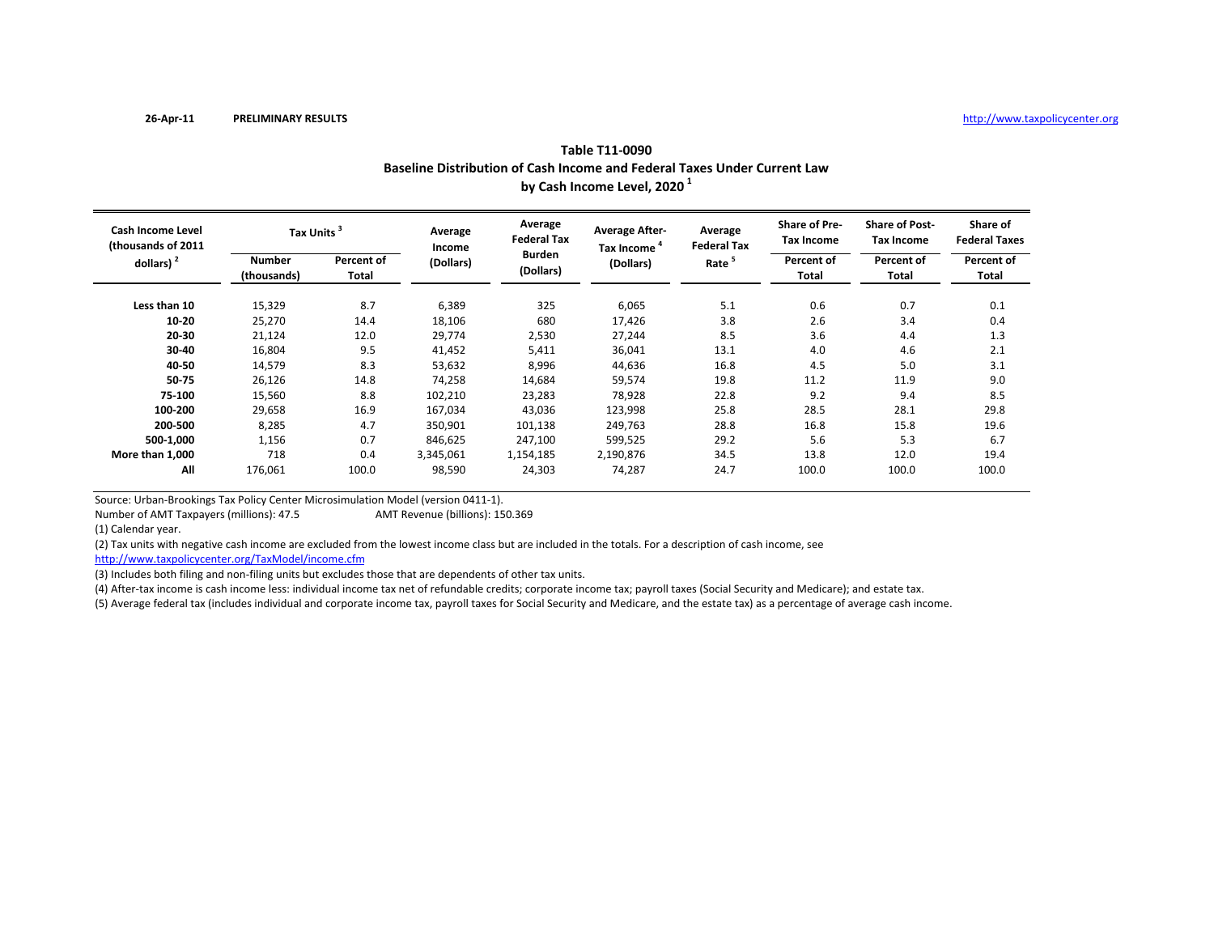26-Apr-11 **PRELIMINARY RESULTS** http://www.taxpolicycenter.org

## Table T11-0090
## Baseline Distribution of Cash Income and Federal Taxes Under Current Law
## by Cash Income Level, 2020 [1]

| Cash Income Level (thousands of 2011 dollars) [2] | Tax Units [3] | | Average Income (Dollars) | Average Federal Tax Burden (Dollars) | Average After-Tax Income [4] (Dollars) | Average Federal Tax Rate [5] | Share of Pre-Tax Income | Share of Post-Tax Income | Share of Federal Taxes |
|---|---|---|---|---|---|---|---|---|---|
| | Number (thousands) | Percent of Total | | | | | Percent of Total | Percent of Total | Percent of Total |
| Less than 10 | 15,329 | 8.7 | 6,389 | 325 | 6,065 | 5.1 | 0.6 | 0.7 | 0.1 |
| 10-20 | 25,270 | 14.4 | 18,106 | 680 | 17,426 | 3.8 | 2.6 | 3.4 | 0.4 |
| 20-30 | 21,124 | 12.0 | 29,774 | 2,530 | 27,244 | 8.5 | 3.6 | 4.4 | 1.3 |
| 30-40 | 16,804 | 9.5 | 41,452 | 5,411 | 36,041 | 13.1 | 4.0 | 4.6 | 2.1 |
| 40-50 | 14,579 | 8.3 | 53,632 | 8,996 | 44,636 | 16.8 | 4.5 | 5.0 | 3.1 |
| 50-75 | 26,126 | 14.8 | 74,258 | 14,684 | 59,574 | 19.8 | 11.2 | 11.9 | 9.0 |
| 75-100 | 15,560 | 8.8 | 102,210 | 23,283 | 78,928 | 22.8 | 9.2 | 9.4 | 8.5 |
| 100-200 | 29,658 | 16.9 | 167,034 | 43,036 | 123,998 | 25.8 | 28.5 | 28.1 | 29.8 |
| 200-500 | 8,285 | 4.7 | 350,901 | 101,138 | 249,763 | 28.8 | 16.8 | 15.8 | 19.6 |
| 500-1,000 | 1,156 | 0.7 | 846,625 | 247,100 | 599,525 | 29.2 | 5.6 | 5.3 | 6.7 |
| More than 1,000 | 718 | 0.4 | 3,345,061 | 1,154,185 | 2,190,876 | 34.5 | 13.8 | 12.0 | 19.4 |
| All | 176,061 | 100.0 | 98,590 | 24,303 | 74,287 | 24.7 | 100.0 | 100.0 | 100.0 |

Source: Urban-Brookings Tax Policy Center Microsimulation Model (version 0411-1).

Number of AMT Taxpayers (millions): 47.5 AMT Revenue (billions): 150.369

(1) Calendar year.

(2) Tax units with negative cash income are excluded from the lowest income class but are included in the totals. For a description of cash income, see http://www.taxpolicycenter.org/TaxModel/income.cfm

(3) Includes both filing and non-filing units but excludes those that are dependents of other tax units.

(4) After-tax income is cash income less: individual income tax net of refundable credits; corporate income tax; payroll taxes (Social Security and Medicare); and estate tax.

(5) Average federal tax (includes individual and corporate income tax, payroll taxes for Social Security and Medicare, and the estate tax) as a percentage of average cash income.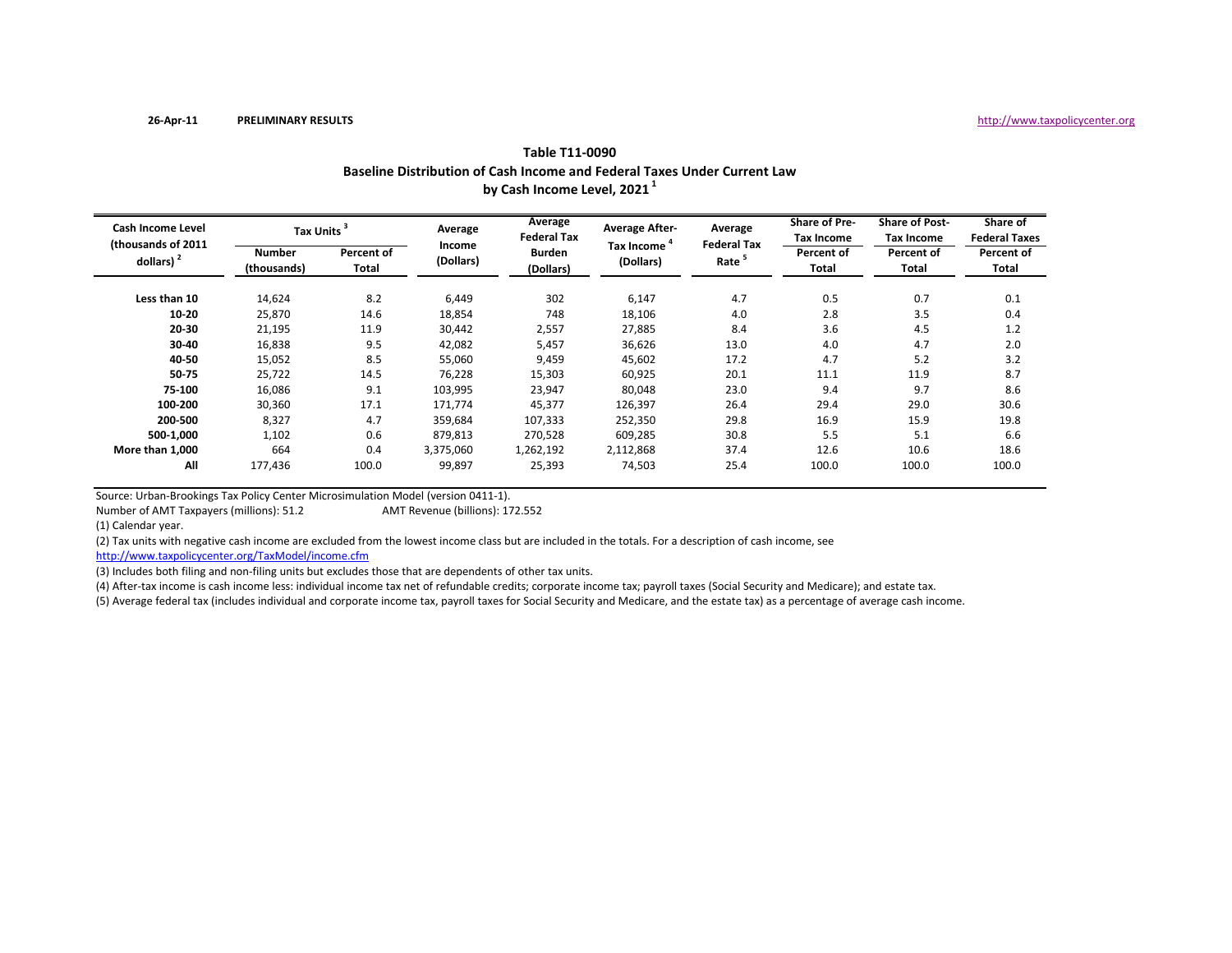26-Apr-11 **PRELIMINARY RESULTS** http://www.taxpolicycenter.org

**Table T11-0090**
**Baseline Distribution of Cash Income and Federal Taxes Under Current Law**
**by Cash Income Level, 2021 [1]**

| Cash Income Level (thousands of 2011 dollars) [2] | Tax Units [3] | | Average Income (Dollars) | Average Federal Tax Burden (Dollars) | Average After-Tax Income [4] (Dollars) | Average Federal Tax Rate [5] | Share of Pre-Tax Income | Share of Post-Tax Income | Share of Federal Taxes |
|---|---|---|---|---|---|---|---|---|---|
| | Number (thousands) | Percent of Total | | | | | Percent of Total | Percent of Total | Percent of Total |
| **Less than 10** | 14,624 | 8.2 | 6,449 | 302 | 6,147 | 4.7 | 0.5 | 0.7 | 0.1 |
| **10-20** | 25,870 | 14.6 | 18,854 | 748 | 18,106 | 4.0 | 2.8 | 3.5 | 0.4 |
| **20-30** | 21,195 | 11.9 | 30,442 | 2,557 | 27,885 | 8.4 | 3.6 | 4.5 | 1.2 |
| **30-40** | 16,838 | 9.5 | 42,082 | 5,457 | 36,626 | 13.0 | 4.0 | 4.7 | 2.0 |
| **40-50** | 15,052 | 8.5 | 55,060 | 9,459 | 45,602 | 17.2 | 4.7 | 5.2 | 3.2 |
| **50-75** | 25,722 | 14.5 | 76,228 | 15,303 | 60,925 | 20.1 | 11.1 | 11.9 | 8.7 |
| **75-100** | 16,086 | 9.1 | 103,995 | 23,947 | 80,048 | 23.0 | 9.4 | 9.7 | 8.6 |
| **100-200** | 30,360 | 17.1 | 171,774 | 45,377 | 126,397 | 26.4 | 29.4 | 29.0 | 30.6 |
| **200-500** | 8,327 | 4.7 | 359,684 | 107,333 | 252,350 | 29.8 | 16.9 | 15.9 | 19.8 |
| **500-1,000** | 1,102 | 0.6 | 879,813 | 270,528 | 609,285 | 30.8 | 5.5 | 5.1 | 6.6 |
| **More than 1,000** | 664 | 0.4 | 3,375,060 | 1,262,192 | 2,112,868 | 37.4 | 12.6 | 10.6 | 18.6 |
| **All** | 177,436 | 100.0 | 99,897 | 25,393 | 74,503 | 25.4 | 100.0 | 100.0 | 100.0 |

Source: Urban-Brookings Tax Policy Center Microsimulation Model (version 0411-1).

Number of AMT Taxpayers (millions): 51.2 AMT Revenue (billions): 172.552

(1) Calendar year.

(2) Tax units with negative cash income are excluded from the lowest income class but are included in the totals. For a description of cash income, see http://www.taxpolicycenter.org/TaxModel/income.cfm

(3) Includes both filing and non-filing units but excludes those that are dependents of other tax units.

(4) After-tax income is cash income less: individual income tax net of refundable credits; corporate income tax; payroll taxes (Social Security and Medicare); and estate tax.

(5) Average federal tax (includes individual and corporate income tax, payroll taxes for Social Security and Medicare, and the estate tax) as a percentage of average cash income.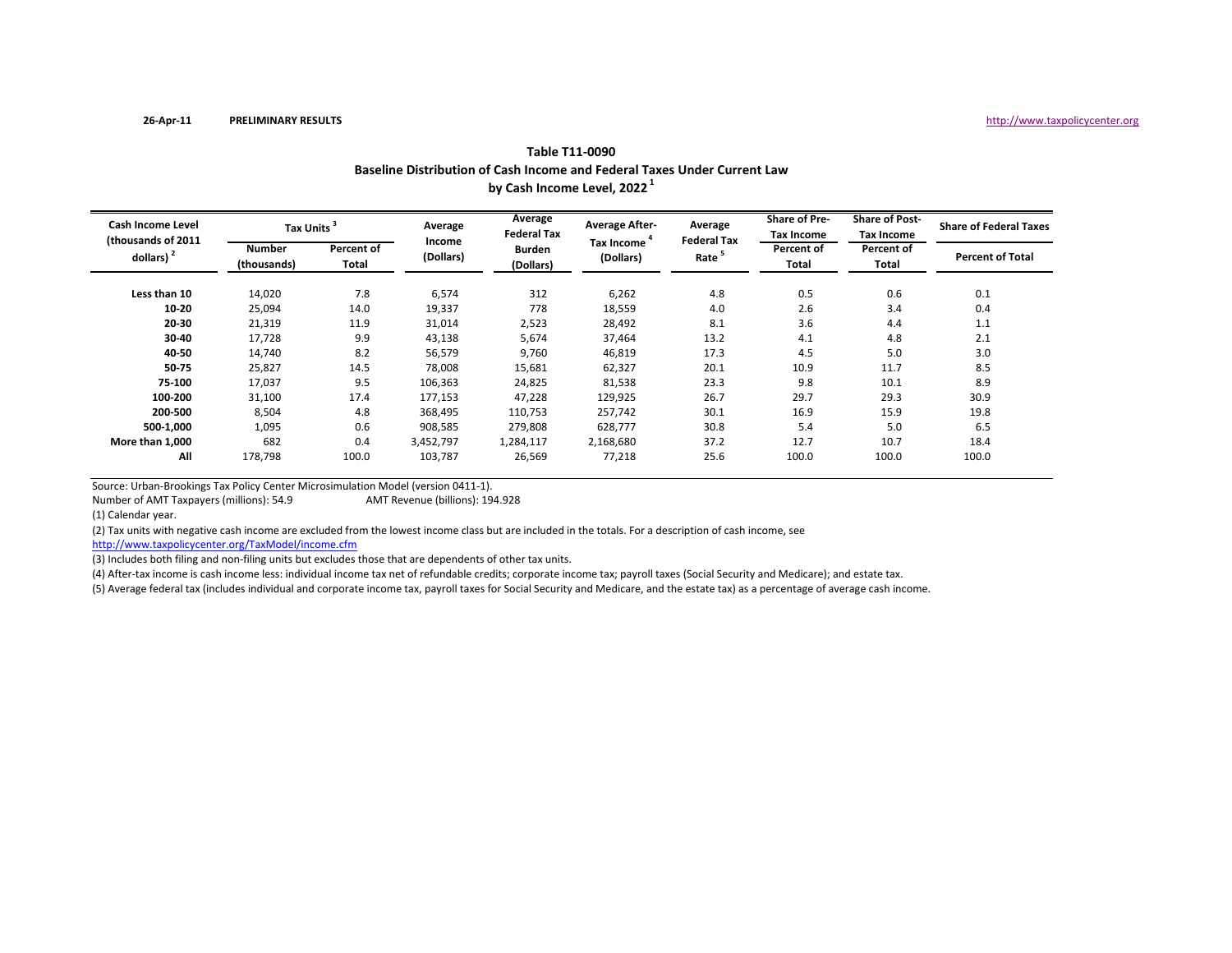26-Apr-11 **PRELIMINARY RESULTS** http://www.taxpolicycenter.org

**Table T11-0090**
**Baseline Distribution of Cash Income and Federal Taxes Under Current Law**
**by Cash Income Level, 2022 [1]**

| Cash Income Level (thousands of 2011 dollars) [2] | Tax Units [3] | | Average Income (Dollars) | Average Federal Tax Burden (Dollars) | Average After-Tax Income [4] (Dollars) | Average Federal Tax Rate [5] | Share of Pre-Tax Income | Share of Post-Tax Income | Share of Federal Taxes |
|---|---|---|---|---|---|---|---|---|---|
| | Number (thousands) | Percent of Total | | | | | Percent of Total | Percent of Total | Percent of Total |
| **Less than 10** | 14,020 | 7.8 | 6,574 | 312 | 6,262 | 4.8 | 0.5 | 0.6 | 0.1 |
| **10-20** | 25,094 | 14.0 | 19,337 | 778 | 18,559 | 4.0 | 2.6 | 3.4 | 0.4 |
| **20-30** | 21,319 | 11.9 | 31,014 | 2,523 | 28,492 | 8.1 | 3.6 | 4.4 | 1.1 |
| **30-40** | 17,728 | 9.9 | 43,138 | 5,674 | 37,464 | 13.2 | 4.1 | 4.8 | 2.1 |
| **40-50** | 14,740 | 8.2 | 56,579 | 9,760 | 46,819 | 17.3 | 4.5 | 5.0 | 3.0 |
| **50-75** | 25,827 | 14.5 | 78,008 | 15,681 | 62,327 | 20.1 | 10.9 | 11.7 | 8.5 |
| **75-100** | 17,037 | 9.5 | 106,363 | 24,825 | 81,538 | 23.3 | 9.8 | 10.1 | 8.9 |
| **100-200** | 31,100 | 17.4 | 177,153 | 47,228 | 129,925 | 26.7 | 29.7 | 29.3 | 30.9 |
| **200-500** | 8,504 | 4.8 | 368,495 | 110,753 | 257,742 | 30.1 | 16.9 | 15.9 | 19.8 |
| **500-1,000** | 1,095 | 0.6 | 908,585 | 279,808 | 628,777 | 30.8 | 5.4 | 5.0 | 6.5 |
| **More than 1,000** | 682 | 0.4 | 3,452,797 | 1,284,117 | 2,168,680 | 37.2 | 12.7 | 10.7 | 18.4 |
| **All** | 178,798 | 100.0 | 103,787 | 26,569 | 77,218 | 25.6 | 100.0 | 100.0 | 100.0 |

Source: Urban-Brookings Tax Policy Center Microsimulation Model (version 0411-1).

Number of AMT Taxpayers (millions): 54.9 AMT Revenue (billions): 194.928

(1) Calendar year.

(2) Tax units with negative cash income are excluded from the lowest income class but are included in the totals. For a description of cash income, see http://www.taxpolicycenter.org/TaxModel/income.cfm

(3) Includes both filing and non-filing units but excludes those that are dependents of other tax units.

(4) After-tax income is cash income less: individual income tax net of refundable credits; corporate income tax; payroll taxes (Social Security and Medicare); and estate tax.

(5) Average federal tax (includes individual and corporate income tax, payroll taxes for Social Security and Medicare, and the estate tax) as a percentage of average cash income.